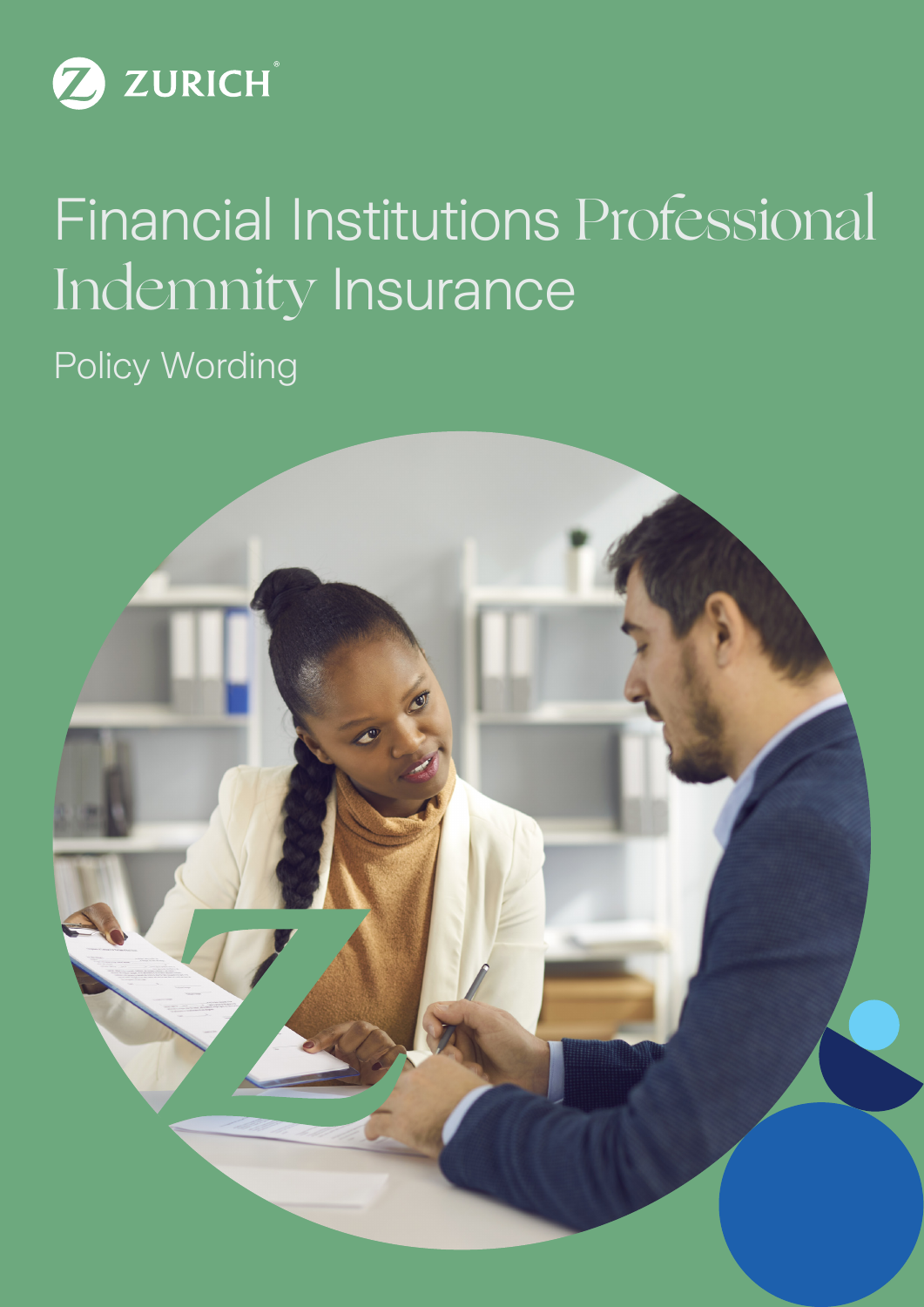ZURICH

# Financial Institutions Professional Indemnity Insurance

Policy Wording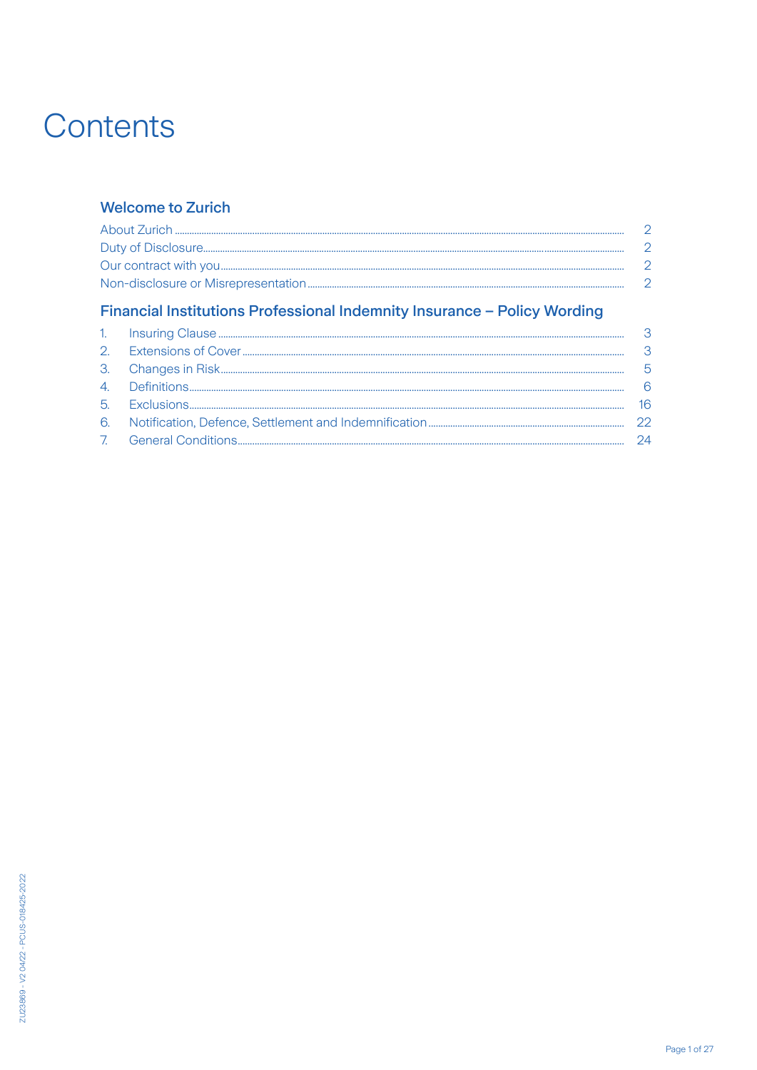# Contents

## Welcome to Zurich

| | |
|---|---|
| About Zurich | 2 |
| Duty of Disclosure | 2 |
| Our contract with you | 2 |
| Non-disclosure or Misrepresentation | 2 |

## Financial Institutions Professional Indemnity Insurance – Policy Wording

| | |
|---|---|
| 1. Insuring Clause | 3 |
| 2. Extensions of Cover | 3 |
| 3. Changes in Risk | 5 |
| 4. Definitions | 6 |
| 5. Exclusions | 16 |
| 6. Notification, Defence, Settlement and Indemnification | 22 |
| 7. General Conditions | 24 |

ZU23869 - V2 04/22 - PCUS-018425-2022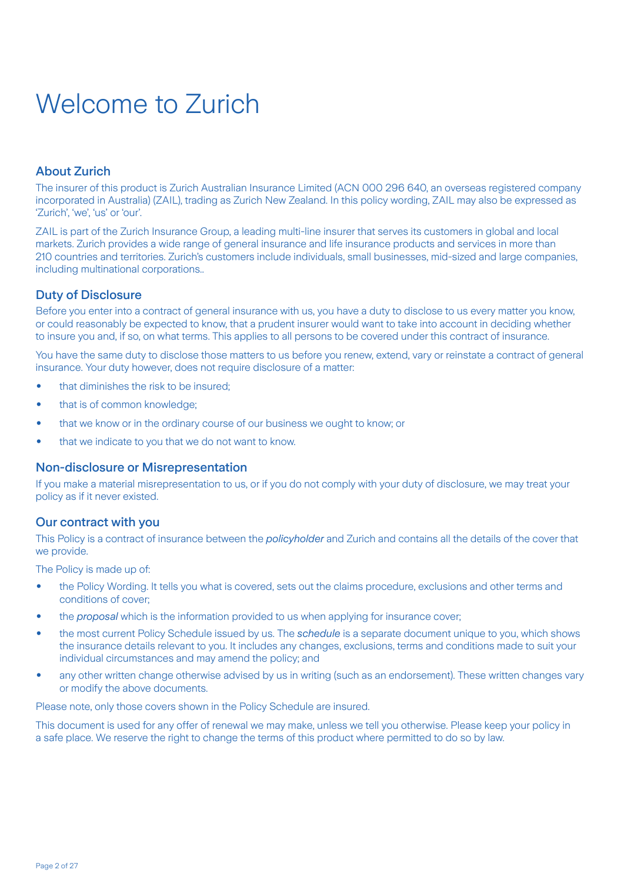# Welcome to Zurich

## About Zurich

The insurer of this product is Zurich Australian Insurance Limited (ACN 000 296 640, an overseas registered company incorporated in Australia) (ZAIL), trading as Zurich New Zealand. In this policy wording, ZAIL may also be expressed as 'Zurich', 'we', 'us' or 'our'.

ZAIL is part of the Zurich Insurance Group, a leading multi-line insurer that serves its customers in global and local markets. Zurich provides a wide range of general insurance and life insurance products and services in more than 210 countries and territories. Zurich's customers include individuals, small businesses, mid-sized and large companies, including multinational corporations..

## Duty of Disclosure

Before you enter into a contract of general insurance with us, you have a duty to disclose to us every matter you know, or could reasonably be expected to know, that a prudent insurer would want to take into account in deciding whether to insure you and, if so, on what terms. This applies to all persons to be covered under this contract of insurance.

You have the same duty to disclose those matters to us before you renew, extend, vary or reinstate a contract of general insurance. Your duty however, does not require disclosure of a matter:

- that diminishes the risk to be insured;
- that is of common knowledge;
- that we know or in the ordinary course of our business we ought to know; or
- that we indicate to you that we do not want to know.

## Non-disclosure or Misrepresentation

If you make a material misrepresentation to us, or if you do not comply with your duty of disclosure, we may treat your policy as if it never existed.

## Our contract with you

This Policy is a contract of insurance between the *policyholder* and Zurich and contains all the details of the cover that we provide.

The Policy is made up of:

- the Policy Wording. It tells you what is covered, sets out the claims procedure, exclusions and other terms and conditions of cover;
- the *proposal* which is the information provided to us when applying for insurance cover;
- the most current Policy Schedule issued by us. The *schedule* is a separate document unique to you, which shows the insurance details relevant to you. It includes any changes, exclusions, terms and conditions made to suit your individual circumstances and may amend the policy; and
- any other written change otherwise advised by us in writing (such as an endorsement). These written changes vary or modify the above documents.

Please note, only those covers shown in the Policy Schedule are insured.

This document is used for any offer of renewal we may make, unless we tell you otherwise. Please keep your policy in a safe place. We reserve the right to change the terms of this product where permitted to do so by law.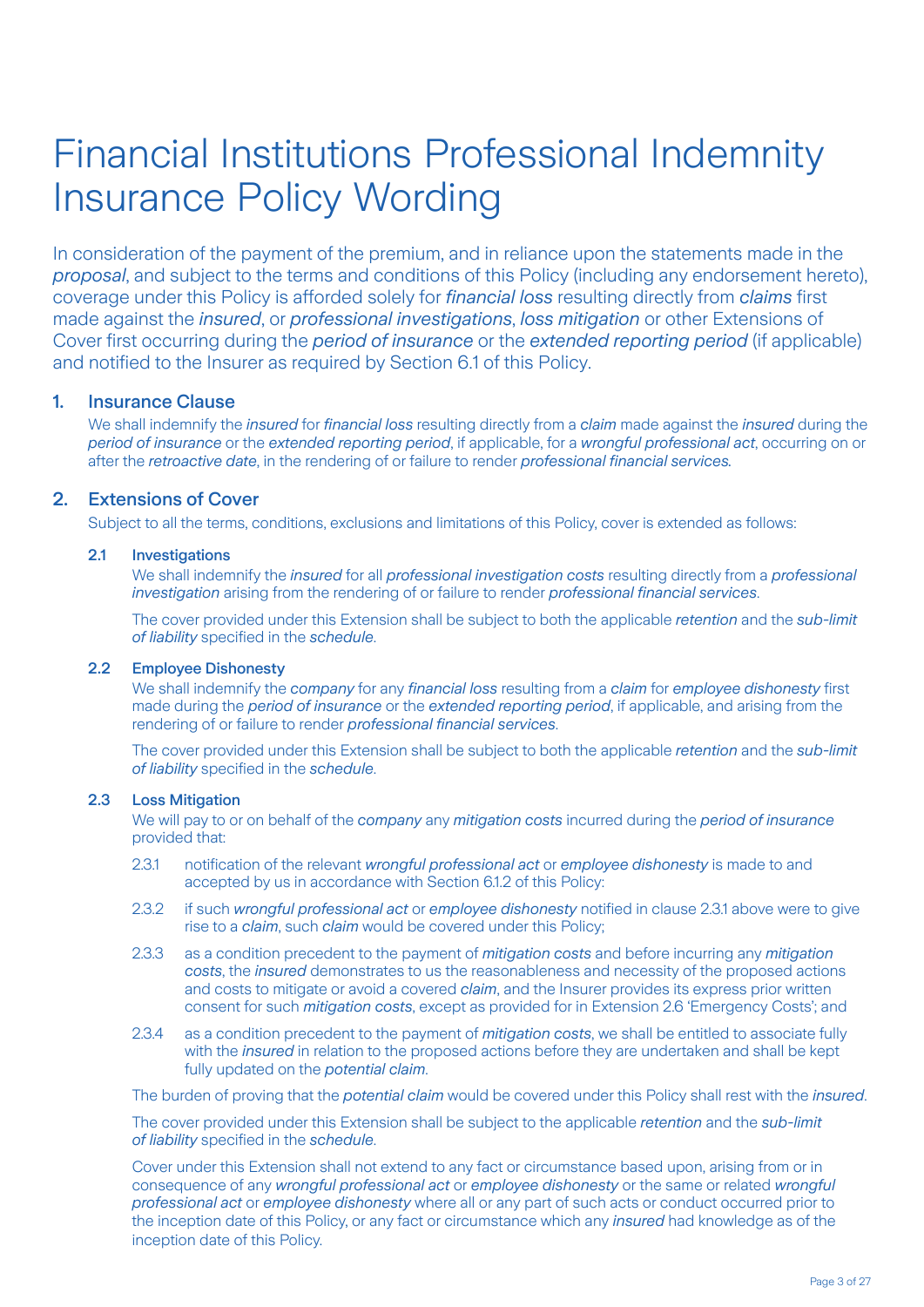# Financial Institutions Professional Indemnity Insurance Policy Wording

In consideration of the payment of the premium, and in reliance upon the statements made in the *proposal*, and subject to the terms and conditions of this Policy (including any endorsement hereto), coverage under this Policy is afforded solely for *financial loss* resulting directly from *claims* first made against the *insured*, or *professional investigations*, *loss mitigation* or other Extensions of Cover first occurring during the *period of insurance* or the *extended reporting period* (if applicable) and notified to the Insurer as required by Section 6.1 of this Policy.

## 1. Insurance Clause

We shall indemnify the *insured* for *financial loss* resulting directly from a *claim* made against the *insured* during the *period of insurance* or the *extended reporting period*, if applicable, for a *wrongful professional act*, occurring on or after the *retroactive date*, in the rendering of or failure to render *professional financial services*.

## 2. Extensions of Cover

Subject to all the terms, conditions, exclusions and limitations of this Policy, cover is extended as follows:

### 2.1 Investigations

We shall indemnify the *insured* for all *professional investigation costs* resulting directly from a *professional investigation* arising from the rendering of or failure to render *professional financial services*.

The cover provided under this Extension shall be subject to both the applicable *retention* and the *sub-limit of liability* specified in the *schedule*.

### 2.2 Employee Dishonesty

We shall indemnify the *company* for any *financial loss* resulting from a *claim* for *employee dishonesty* first made during the *period of insurance* or the *extended reporting period*, if applicable, and arising from the rendering of or failure to render *professional financial services*.

The cover provided under this Extension shall be subject to both the applicable *retention* and the *sub-limit of liability* specified in the *schedule*.

### 2.3 Loss Mitigation

We will pay to or on behalf of the *company* any *mitigation costs* incurred during the *period of insurance* provided that:

2.3.1 notification of the relevant *wrongful professional act* or *employee dishonesty* is made to and accepted by us in accordance with Section 6.1.2 of this Policy:

2.3.2 if such *wrongful professional act* or *employee dishonesty* notified in clause 2.3.1 above were to give rise to a *claim*, such *claim* would be covered under this Policy;

2.3.3 as a condition precedent to the payment of *mitigation costs* and before incurring any *mitigation costs*, the *insured* demonstrates to us the reasonableness and necessity of the proposed actions and costs to mitigate or avoid a covered *claim*, and the Insurer provides its express prior written consent for such *mitigation costs*, except as provided for in Extension 2.6 'Emergency Costs'; and

2.3.4 as a condition precedent to the payment of *mitigation costs*, we shall be entitled to associate fully with the *insured* in relation to the proposed actions before they are undertaken and shall be kept fully updated on the *potential claim*.

The burden of proving that the *potential claim* would be covered under this Policy shall rest with the *insured*.

The cover provided under this Extension shall be subject to the applicable *retention* and the *sub-limit of liability* specified in the *schedule*.

Cover under this Extension shall not extend to any fact or circumstance based upon, arising from or in consequence of any *wrongful professional act* or *employee dishonesty* or the same or related *wrongful professional act* or *employee dishonesty* where all or any part of such acts or conduct occurred prior to the inception date of this Policy, or any fact or circumstance which any *insured* had knowledge as of the inception date of this Policy.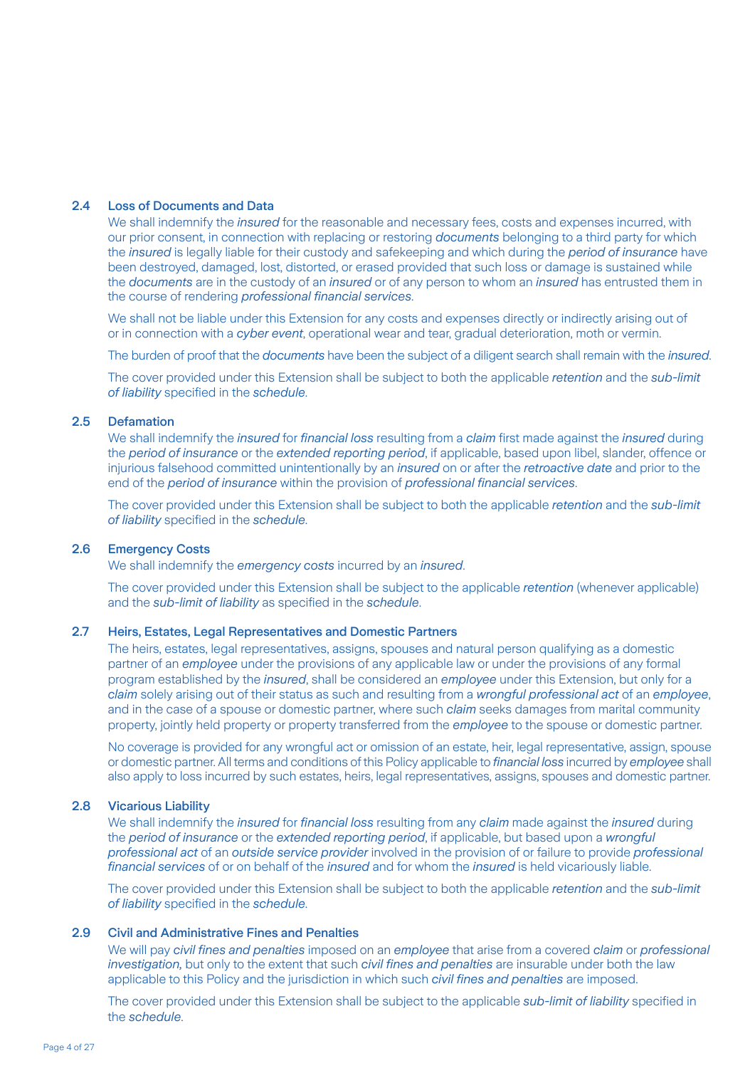### 2.4 Loss of Documents and Data

We shall indemnify the *insured* for the reasonable and necessary fees, costs and expenses incurred, with our prior consent, in connection with replacing or restoring *documents* belonging to a third party for which the *insured* is legally liable for their custody and safekeeping and which during the *period of insurance* have been destroyed, damaged, lost, distorted, or erased provided that such loss or damage is sustained while the *documents* are in the custody of an *insured* or of any person to whom an *insured* has entrusted them in the course of rendering *professional financial services*.

We shall not be liable under this Extension for any costs and expenses directly or indirectly arising out of or in connection with a *cyber event*, operational wear and tear, gradual deterioration, moth or vermin.

The burden of proof that the *documents* have been the subject of a diligent search shall remain with the *insured*.

The cover provided under this Extension shall be subject to both the applicable *retention* and the *sub-limit of liability* specified in the *schedule*.

### 2.5 Defamation

We shall indemnify the *insured* for *financial loss* resulting from a *claim* first made against the *insured* during the *period of insurance* or the *extended reporting period*, if applicable, based upon libel, slander, offence or injurious falsehood committed unintentionally by an *insured* on or after the *retroactive date* and prior to the end of the *period of insurance* within the provision of *professional financial services*.

The cover provided under this Extension shall be subject to both the applicable *retention* and the *sub-limit of liability* specified in the *schedule*.

### 2.6 Emergency Costs

We shall indemnify the *emergency costs* incurred by an *insured*.

The cover provided under this Extension shall be subject to the applicable *retention* (whenever applicable) and the *sub-limit of liability* as specified in the *schedule*.

### 2.7 Heirs, Estates, Legal Representatives and Domestic Partners

The heirs, estates, legal representatives, assigns, spouses and natural person qualifying as a domestic partner of an *employee* under the provisions of any applicable law or under the provisions of any formal program established by the *insured*, shall be considered an *employee* under this Extension, but only for a *claim* solely arising out of their status as such and resulting from a *wrongful professional act* of an *employee*, and in the case of a spouse or domestic partner, where such *claim* seeks damages from marital community property, jointly held property or property transferred from the *employee* to the spouse or domestic partner.

No coverage is provided for any wrongful act or omission of an estate, heir, legal representative, assign, spouse or domestic partner. All terms and conditions of this Policy applicable to *financial loss* incurred by *employee* shall also apply to loss incurred by such estates, heirs, legal representatives, assigns, spouses and domestic partner.

### 2.8 Vicarious Liability

We shall indemnify the *insured* for *financial loss* resulting from any *claim* made against the *insured* during the *period of insurance* or the *extended reporting period*, if applicable, but based upon a *wrongful professional act* of an *outside service provider* involved in the provision of or failure to provide *professional financial services* of or on behalf of the *insured* and for whom the *insured* is held vicariously liable.

The cover provided under this Extension shall be subject to both the applicable *retention* and the *sub-limit of liability* specified in the *schedule*.

### 2.9 Civil and Administrative Fines and Penalties

We will pay *civil fines and penalties* imposed on an *employee* that arise from a covered *claim* or *professional investigation*, but only to the extent that such *civil fines and penalties* are insurable under both the law applicable to this Policy and the jurisdiction in which such *civil fines and penalties* are imposed.

The cover provided under this Extension shall be subject to the applicable *sub-limit of liability* specified in the *schedule*.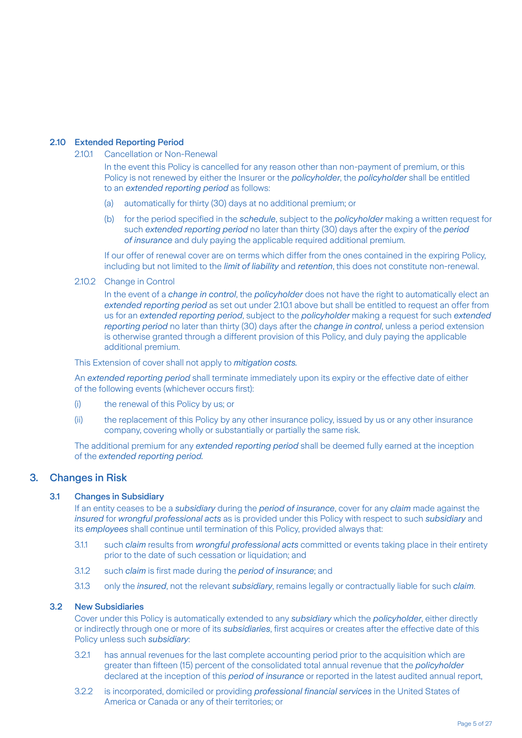### 2.10 Extended Reporting Period

2.10.1 Cancellation or Non-Renewal

In the event this Policy is cancelled for any reason other than non-payment of premium, or this Policy is not renewed by either the Insurer or the *policyholder*, the *policyholder* shall be entitled to an *extended reporting period* as follows:

(a) automatically for thirty (30) days at no additional premium; or

(b) for the period specified in the *schedule*, subject to the *policyholder* making a written request for such *extended reporting period* no later than thirty (30) days after the expiry of the *period of insurance* and duly paying the applicable required additional premium.

If our offer of renewal cover are on terms which differ from the ones contained in the expiring Policy, including but not limited to the *limit of liability* and *retention*, this does not constitute non-renewal.

2.10.2 Change in Control

In the event of a *change in control*, the *policyholder* does not have the right to automatically elect an *extended reporting period* as set out under 2.10.1 above but shall be entitled to request an offer from us for an *extended reporting period*, subject to the *policyholder* making a request for such *extended reporting period* no later than thirty (30) days after the *change in control*, unless a period extension is otherwise granted through a different provision of this Policy, and duly paying the applicable additional premium.

This Extension of cover shall not apply to *mitigation costs.*

An *extended reporting period* shall terminate immediately upon its expiry or the effective date of either of the following events (whichever occurs first):

(i) the renewal of this Policy by us; or

(ii) the replacement of this Policy by any other insurance policy, issued by us or any other insurance company, covering wholly or substantially or partially the same risk.

The additional premium for any *extended reporting period* shall be deemed fully earned at the inception of the *extended reporting period.*

## 3. Changes in Risk

### 3.1 Changes in Subsidiary

If an entity ceases to be a *subsidiary* during the *period of insurance*, cover for any *claim* made against the *insured* for *wrongful professional acts* as is provided under this Policy with respect to such *subsidiary* and its *employees* shall continue until termination of this Policy, provided always that:

3.1.1 such *claim* results from *wrongful professional acts* committed or events taking place in their entirety prior to the date of such cessation or liquidation; and

3.1.2 such *claim* is first made during the *period of insurance*; and

3.1.3 only the *insured*, not the relevant *subsidiary*, remains legally or contractually liable for such *claim*.

### 3.2 New Subsidiaries

Cover under this Policy is automatically extended to any *subsidiary* which the *policyholder*, either directly or indirectly through one or more of its *subsidiaries*, first acquires or creates after the effective date of this Policy unless such *subsidiary*:

3.2.1 has annual revenues for the last complete accounting period prior to the acquisition which are greater than fifteen (15) percent of the consolidated total annual revenue that the *policyholder* declared at the inception of this *period of insurance* or reported in the latest audited annual report,

3.2.2 is incorporated, domiciled or providing *professional financial services* in the United States of America or Canada or any of their territories; or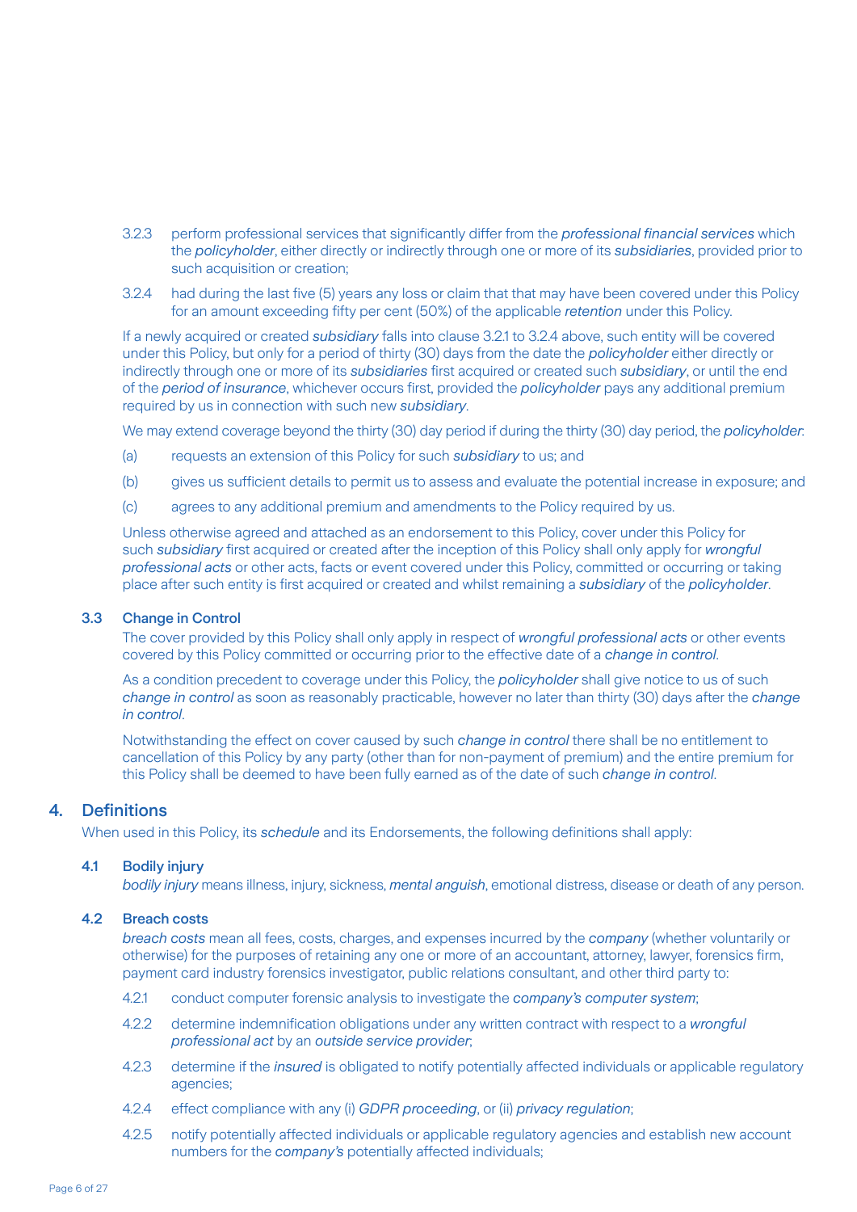3.2.3 perform professional services that significantly differ from the *professional financial services* which the *policyholder*, either directly or indirectly through one or more of its *subsidiaries*, provided prior to such acquisition or creation;

3.2.4 had during the last five (5) years any loss or claim that that may have been covered under this Policy for an amount exceeding fifty per cent (50%) of the applicable *retention* under this Policy.

If a newly acquired or created *subsidiary* falls into clause 3.2.1 to 3.2.4 above, such entity will be covered under this Policy, but only for a period of thirty (30) days from the date the *policyholder* either directly or indirectly through one or more of its *subsidiaries* first acquired or created such *subsidiary*, or until the end of the *period of insurance*, whichever occurs first, provided the *policyholder* pays any additional premium required by us in connection with such new *subsidiary*.

We may extend coverage beyond the thirty (30) day period if during the thirty (30) day period, the *policyholder*:

(a) requests an extension of this Policy for such *subsidiary* to us; and

(b) gives us sufficient details to permit us to assess and evaluate the potential increase in exposure; and

(c) agrees to any additional premium and amendments to the Policy required by us.

Unless otherwise agreed and attached as an endorsement to this Policy, cover under this Policy for such *subsidiary* first acquired or created after the inception of this Policy shall only apply for *wrongful professional acts* or other acts, facts or event covered under this Policy, committed or occurring or taking place after such entity is first acquired or created and whilst remaining a *subsidiary* of the *policyholder*.

### 3.3 Change in Control

The cover provided by this Policy shall only apply in respect of *wrongful professional acts* or other events covered by this Policy committed or occurring prior to the effective date of a *change in control*.

As a condition precedent to coverage under this Policy, the *policyholder* shall give notice to us of such *change in control* as soon as reasonably practicable, however no later than thirty (30) days after the *change in control*.

Notwithstanding the effect on cover caused by such *change in control* there shall be no entitlement to cancellation of this Policy by any party (other than for non-payment of premium) and the entire premium for this Policy shall be deemed to have been fully earned as of the date of such *change in control*.

## 4. Definitions

When used in this Policy, its *schedule* and its Endorsements, the following definitions shall apply:

### 4.1 Bodily injury

*bodily injury* means illness, injury, sickness, *mental anguish*, emotional distress, disease or death of any person.

### 4.2 Breach costs

*breach costs* mean all fees, costs, charges, and expenses incurred by the *company* (whether voluntarily or otherwise) for the purposes of retaining any one or more of an accountant, attorney, lawyer, forensics firm, payment card industry forensics investigator, public relations consultant, and other third party to:

4.2.1 conduct computer forensic analysis to investigate the *company's computer system*;

4.2.2 determine indemnification obligations under any written contract with respect to a *wrongful professional act* by an *outside service provider*;

4.2.3 determine if the *insured* is obligated to notify potentially affected individuals or applicable regulatory agencies;

4.2.4 effect compliance with any (i) *GDPR proceeding*, or (ii) *privacy regulation*;

4.2.5 notify potentially affected individuals or applicable regulatory agencies and establish new account numbers for the *company's* potentially affected individuals;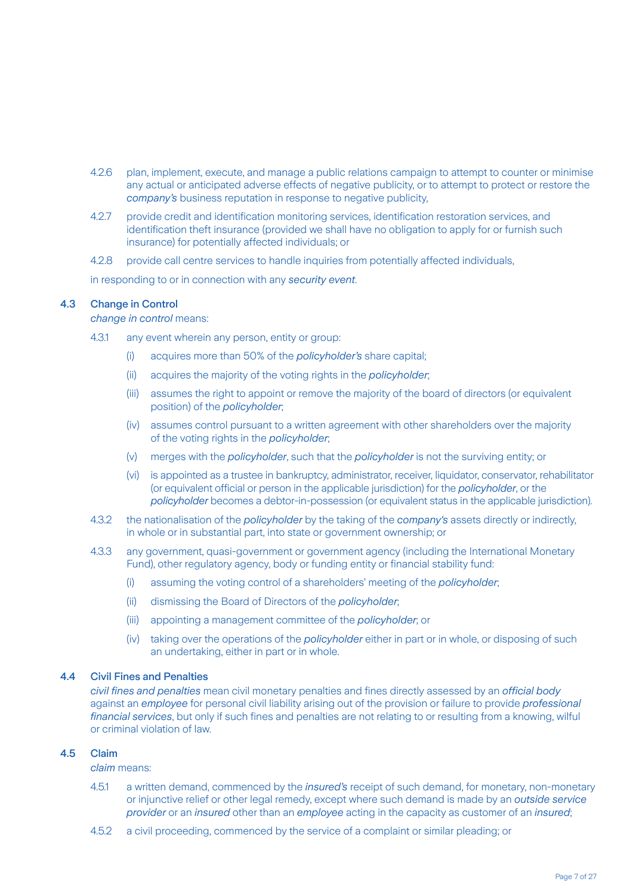4.2.6 plan, implement, execute, and manage a public relations campaign to attempt to counter or minimise any actual or anticipated adverse effects of negative publicity, or to attempt to protect or restore the *company's* business reputation in response to negative publicity,

4.2.7 provide credit and identification monitoring services, identification restoration services, and identification theft insurance (provided we shall have no obligation to apply for or furnish such insurance) for potentially affected individuals; or

4.2.8 provide call centre services to handle inquiries from potentially affected individuals,

in responding to or in connection with any *security event*.

### 4.3 Change in Control

*change in control* means:

4.3.1 any event wherein any person, entity or group:

- (i) acquires more than 50% of the *policyholder's* share capital;
- (ii) acquires the majority of the voting rights in the *policyholder*;
- (iii) assumes the right to appoint or remove the majority of the board of directors (or equivalent position) of the *policyholder*;
- (iv) assumes control pursuant to a written agreement with other shareholders over the majority of the voting rights in the *policyholder*;
- (v) merges with the *policyholder*, such that the *policyholder* is not the surviving entity; or
- (vi) is appointed as a trustee in bankruptcy, administrator, receiver, liquidator, conservator, rehabilitator (or equivalent official or person in the applicable jurisdiction) for the *policyholder*, or the *policyholder* becomes a debtor-in-possession (or equivalent status in the applicable jurisdiction).

4.3.2 the nationalisation of the *policyholder* by the taking of the *company's* assets directly or indirectly, in whole or in substantial part, into state or government ownership; or

4.3.3 any government, quasi-government or government agency (including the International Monetary Fund), other regulatory agency, body or funding entity or financial stability fund:

- (i) assuming the voting control of a shareholders' meeting of the *policyholder*;
- (ii) dismissing the Board of Directors of the *policyholder*;
- (iii) appointing a management committee of the *policyholder*; or
- (iv) taking over the operations of the *policyholder* either in part or in whole, or disposing of such an undertaking, either in part or in whole.

### 4.4 Civil Fines and Penalties

*civil fines and penalties* mean civil monetary penalties and fines directly assessed by an *official body* against an *employee* for personal civil liability arising out of the provision or failure to provide *professional financial services*, but only if such fines and penalties are not relating to or resulting from a knowing, wilful or criminal violation of law.

### 4.5 Claim

*claim* means:

4.5.1 a written demand, commenced by the *insured's* receipt of such demand, for monetary, non-monetary or injunctive relief or other legal remedy, except where such demand is made by an *outside service provider* or an *insured* other than an *employee* acting in the capacity as customer of an *insured*;

4.5.2 a civil proceeding, commenced by the service of a complaint or similar pleading; or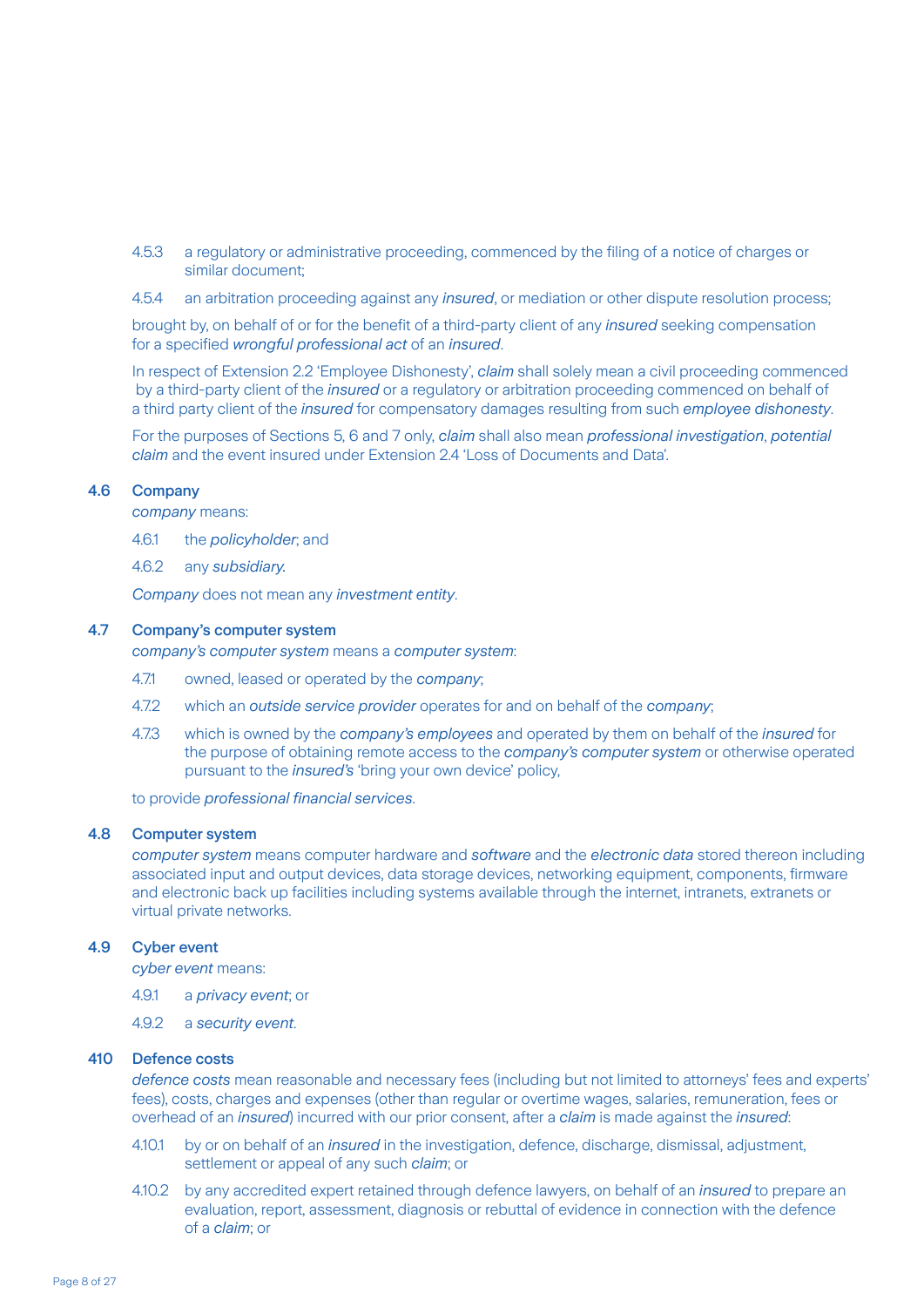4.5.3 a regulatory or administrative proceeding, commenced by the filing of a notice of charges or similar document;

4.5.4 an arbitration proceeding against any *insured*, or mediation or other dispute resolution process;

brought by, on behalf of or for the benefit of a third-party client of any *insured* seeking compensation for a specified *wrongful professional act* of an *insured*.

In respect of Extension 2.2 'Employee Dishonesty', *claim* shall solely mean a civil proceeding commenced by a third-party client of the *insured* or a regulatory or arbitration proceeding commenced on behalf of a third party client of the *insured* for compensatory damages resulting from such *employee dishonesty*.

For the purposes of Sections 5, 6 and 7 only, *claim* shall also mean *professional investigation*, *potential claim* and the event insured under Extension 2.4 'Loss of Documents and Data'.

### 4.6 Company

*company* means:

4.6.1 the *policyholder*; and

4.6.2 any *subsidiary.*

*Company* does not mean any *investment entity*.

### 4.7 Company's computer system

*company's computer system* means a *computer system*:

4.7.1 owned, leased or operated by the *company*;

4.7.2 which an *outside service provider* operates for and on behalf of the *company*;

4.7.3 which is owned by the *company's employees* and operated by them on behalf of the *insured* for the purpose of obtaining remote access to the *company's computer system* or otherwise operated pursuant to the *insured's* 'bring your own device' policy,

to provide *professional financial services*.

### 4.8 Computer system

*computer system* means computer hardware and *software* and the *electronic data* stored thereon including associated input and output devices, data storage devices, networking equipment, components, firmware and electronic back up facilities including systems available through the internet, intranets, extranets or virtual private networks.

### 4.9 Cyber event

*cyber event* means:

4.9.1 a *privacy event*; or

4.9.2 a *security event*.

### 410 Defence costs

*defence costs* mean reasonable and necessary fees (including but not limited to attorneys' fees and experts' fees), costs, charges and expenses (other than regular or overtime wages, salaries, remuneration, fees or overhead of an *insured*) incurred with our prior consent, after a *claim* is made against the *insured*:

4.10.1 by or on behalf of an *insured* in the investigation, defence, discharge, dismissal, adjustment, settlement or appeal of any such *claim*; or

4.10.2 by any accredited expert retained through defence lawyers, on behalf of an *insured* to prepare an evaluation, report, assessment, diagnosis or rebuttal of evidence in connection with the defence of a *claim*; or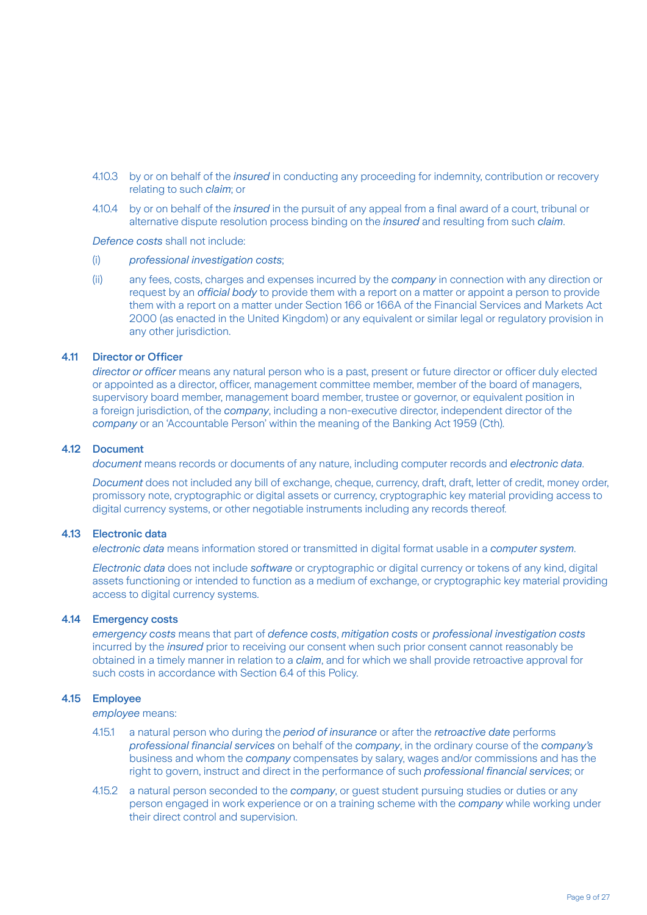4.10.3 by or on behalf of the *insured* in conducting any proceeding for indemnity, contribution or recovery relating to such *claim*; or

4.10.4 by or on behalf of the *insured* in the pursuit of any appeal from a final award of a court, tribunal or alternative dispute resolution process binding on the *insured* and resulting from such *claim*.

*Defence costs* shall not include:

(i) *professional investigation costs*;

(ii) any fees, costs, charges and expenses incurred by the *company* in connection with any direction or request by an *official body* to provide them with a report on a matter or appoint a person to provide them with a report on a matter under Section 166 or 166A of the Financial Services and Markets Act 2000 (as enacted in the United Kingdom) or any equivalent or similar legal or regulatory provision in any other jurisdiction.

### 4.11 Director or Officer

*director or officer* means any natural person who is a past, present or future director or officer duly elected or appointed as a director, officer, management committee member, member of the board of managers, supervisory board member, management board member, trustee or governor, or equivalent position in a foreign jurisdiction, of the *company*, including a non-executive director, independent director of the *company* or an 'Accountable Person' within the meaning of the Banking Act 1959 (Cth).

### 4.12 Document

*document* means records or documents of any nature, including computer records and *electronic data*.

*Document* does not included any bill of exchange, cheque, currency, draft, draft, letter of credit, money order, promissory note, cryptographic or digital assets or currency, cryptographic key material providing access to digital currency systems, or other negotiable instruments including any records thereof.

### 4.13 Electronic data

*electronic data* means information stored or transmitted in digital format usable in a *computer system*.

*Electronic data* does not include *software* or cryptographic or digital currency or tokens of any kind, digital assets functioning or intended to function as a medium of exchange, or cryptographic key material providing access to digital currency systems.

### 4.14 Emergency costs

*emergency costs* means that part of *defence costs*, *mitigation costs* or *professional investigation costs* incurred by the *insured* prior to receiving our consent when such prior consent cannot reasonably be obtained in a timely manner in relation to a *claim*, and for which we shall provide retroactive approval for such costs in accordance with Section 6.4 of this Policy.

### 4.15 Employee

*employee* means:

4.15.1 a natural person who during the *period of insurance* or after the *retroactive date* performs *professional financial services* on behalf of the *company*, in the ordinary course of the *company's* business and whom the *company* compensates by salary, wages and/or commissions and has the right to govern, instruct and direct in the performance of such *professional financial services*; or

4.15.2 a natural person seconded to the *company*, or guest student pursuing studies or duties or any person engaged in work experience or on a training scheme with the *company* while working under their direct control and supervision.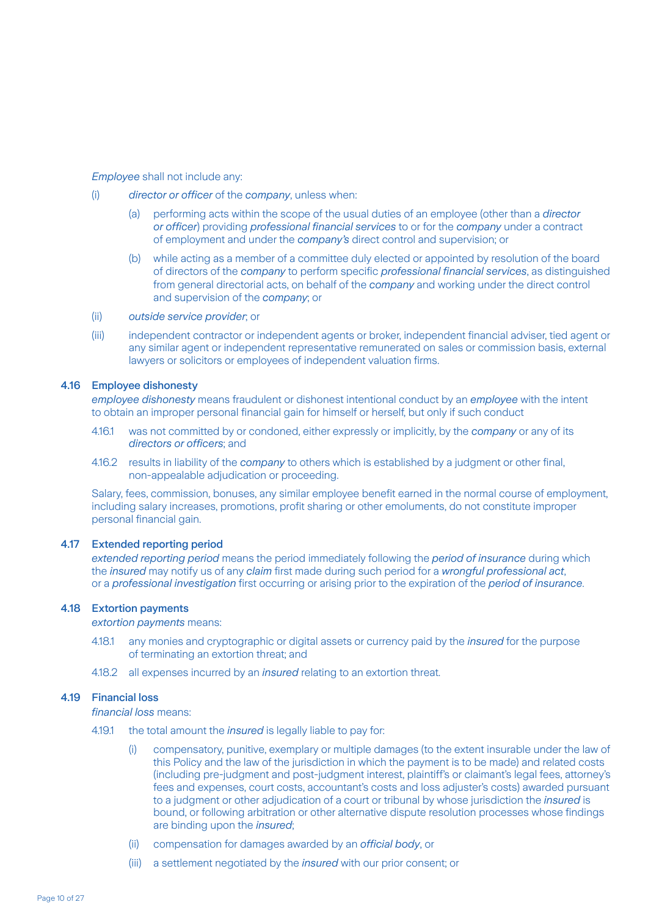*Employee* shall not include any:

(i) *director or officer* of the *company*, unless when:

  (a) performing acts within the scope of the usual duties of an employee (other than a *director or officer*) providing *professional financial services* to or for the *company* under a contract of employment and under the *company's* direct control and supervision; or

  (b) while acting as a member of a committee duly elected or appointed by resolution of the board of directors of the *company* to perform specific *professional financial services*, as distinguished from general directorial acts, on behalf of the *company* and working under the direct control and supervision of the *company*; or

(ii) *outside service provider*; or

(iii) independent contractor or independent agents or broker, independent financial adviser, tied agent or any similar agent or independent representative remunerated on sales or commission basis, external lawyers or solicitors or employees of independent valuation firms.

### 4.16 Employee dishonesty

*employee dishonesty* means fraudulent or dishonest intentional conduct by an *employee* with the intent to obtain an improper personal financial gain for himself or herself, but only if such conduct

4.16.1 was not committed by or condoned, either expressly or implicitly, by the *company* or any of its *directors or officers*; and

4.16.2 results in liability of the *company* to others which is established by a judgment or other final, non-appealable adjudication or proceeding.

Salary, fees, commission, bonuses, any similar employee benefit earned in the normal course of employment, including salary increases, promotions, profit sharing or other emoluments, do not constitute improper personal financial gain.

### 4.17 Extended reporting period

*extended reporting period* means the period immediately following the *period of insurance* during which the *insured* may notify us of any *claim* first made during such period for a *wrongful professional act*, or a *professional investigation* first occurring or arising prior to the expiration of the *period of insurance*.

### 4.18 Extortion payments

*extortion payments* means:

4.18.1 any monies and cryptographic or digital assets or currency paid by the *insured* for the purpose of terminating an extortion threat; and

4.18.2 all expenses incurred by an *insured* relating to an extortion threat.

### 4.19 Financial loss

*financial loss* means:

4.19.1 the total amount the *insured* is legally liable to pay for:

  (i) compensatory, punitive, exemplary or multiple damages (to the extent insurable under the law of this Policy and the law of the jurisdiction in which the payment is to be made) and related costs (including pre-judgment and post-judgment interest, plaintiff's or claimant's legal fees, attorney's fees and expenses, court costs, accountant's costs and loss adjuster's costs) awarded pursuant to a judgment or other adjudication of a court or tribunal by whose jurisdiction the *insured* is bound, or following arbitration or other alternative dispute resolution processes whose findings are binding upon the *insured*;

  (ii) compensation for damages awarded by an *official body*, or

  (iii) a settlement negotiated by the *insured* with our prior consent; or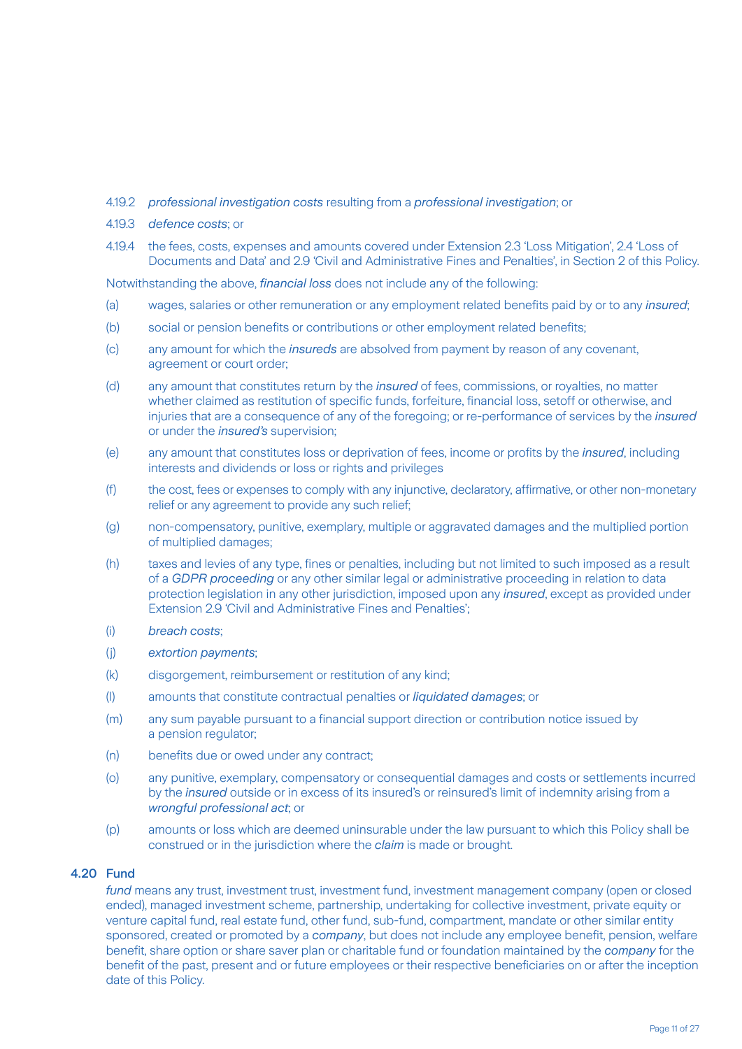4.19.2 *professional investigation costs* resulting from a *professional investigation*; or

4.19.3 *defence costs*; or

4.19.4 the fees, costs, expenses and amounts covered under Extension 2.3 'Loss Mitigation', 2.4 'Loss of Documents and Data' and 2.9 'Civil and Administrative Fines and Penalties', in Section 2 of this Policy.

Notwithstanding the above, *financial loss* does not include any of the following:

(a) wages, salaries or other remuneration or any employment related benefits paid by or to any *insured*;

(b) social or pension benefits or contributions or other employment related benefits;

(c) any amount for which the *insureds* are absolved from payment by reason of any covenant, agreement or court order;

(d) any amount that constitutes return by the *insured* of fees, commissions, or royalties, no matter whether claimed as restitution of specific funds, forfeiture, financial loss, setoff or otherwise, and injuries that are a consequence of any of the foregoing; or re-performance of services by the *insured* or under the *insured's* supervision;

(e) any amount that constitutes loss or deprivation of fees, income or profits by the *insured*, including interests and dividends or loss or rights and privileges

(f) the cost, fees or expenses to comply with any injunctive, declaratory, affirmative, or other non-monetary relief or any agreement to provide any such relief;

(g) non-compensatory, punitive, exemplary, multiple or aggravated damages and the multiplied portion of multiplied damages;

(h) taxes and levies of any type, fines or penalties, including but not limited to such imposed as a result of a *GDPR proceeding* or any other similar legal or administrative proceeding in relation to data protection legislation in any other jurisdiction, imposed upon any *insured*, except as provided under Extension 2.9 'Civil and Administrative Fines and Penalties';

(i) *breach costs*;

(j) *extortion payments*;

(k) disgorgement, reimbursement or restitution of any kind;

(l) amounts that constitute contractual penalties or *liquidated damages*; or

(m) any sum payable pursuant to a financial support direction or contribution notice issued by a pension regulator;

(n) benefits due or owed under any contract;

(o) any punitive, exemplary, compensatory or consequential damages and costs or settlements incurred by the *insured* outside or in excess of its insured's or reinsured's limit of indemnity arising from a *wrongful professional act*; or

(p) amounts or loss which are deemed uninsurable under the law pursuant to which this Policy shall be construed or in the jurisdiction where the *claim* is made or brought.

### 4.20 Fund

*fund* means any trust, investment trust, investment fund, investment management company (open or closed ended), managed investment scheme, partnership, undertaking for collective investment, private equity or venture capital fund, real estate fund, other fund, sub-fund, compartment, mandate or other similar entity sponsored, created or promoted by a *company*, but does not include any employee benefit, pension, welfare benefit, share option or share saver plan or charitable fund or foundation maintained by the *company* for the benefit of the past, present and or future employees or their respective beneficiaries on or after the inception date of this Policy.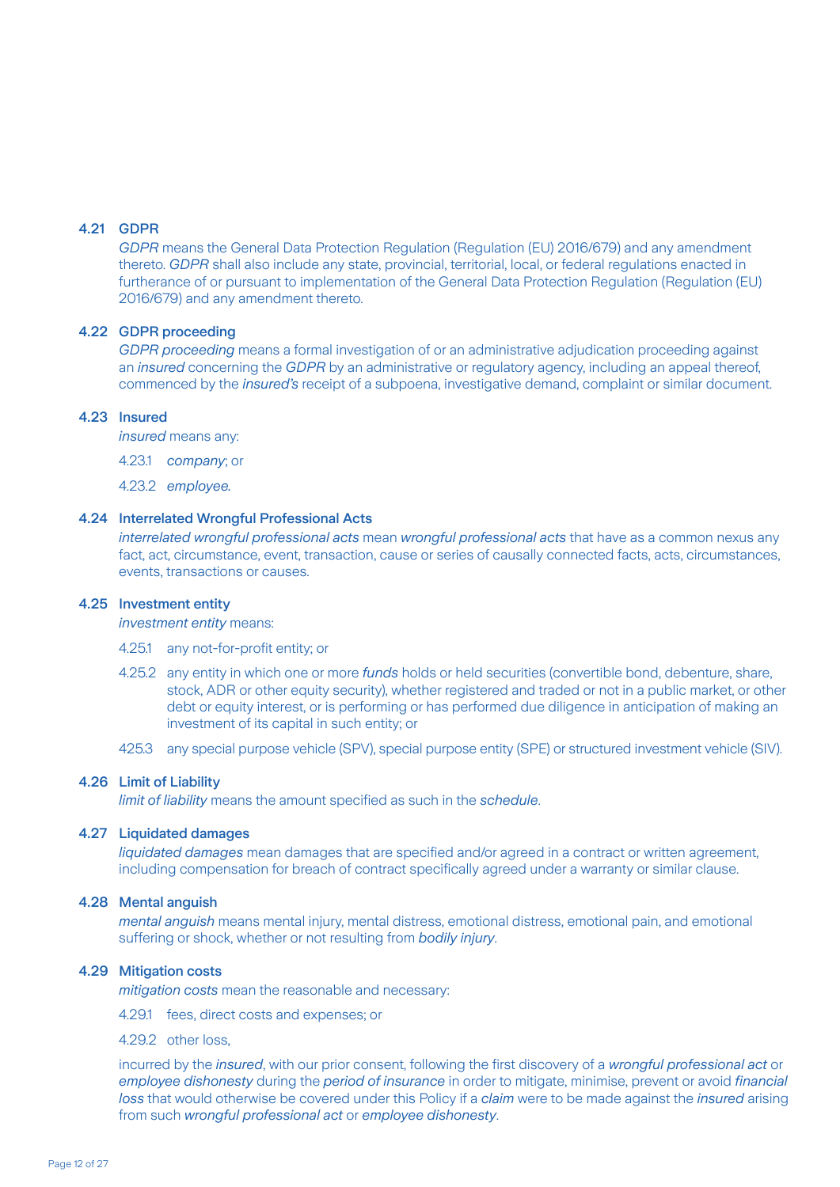### 4.21 GDPR

*GDPR* means the General Data Protection Regulation (Regulation (EU) 2016/679) and any amendment thereto. *GDPR* shall also include any state, provincial, territorial, local, or federal regulations enacted in furtherance of or pursuant to implementation of the General Data Protection Regulation (Regulation (EU) 2016/679) and any amendment thereto.

### 4.22 GDPR proceeding

*GDPR proceeding* means a formal investigation of or an administrative adjudication proceeding against an *insured* concerning the *GDPR* by an administrative or regulatory agency, including an appeal thereof, commenced by the *insured's* receipt of a subpoena, investigative demand, complaint or similar document.

### 4.23 Insured

*insured* means any:

4.23.1 *company*; or

4.23.2 *employee*.

### 4.24 Interrelated Wrongful Professional Acts

*interrelated wrongful professional acts* mean *wrongful professional acts* that have as a common nexus any fact, act, circumstance, event, transaction, cause or series of causally connected facts, acts, circumstances, events, transactions or causes.

### 4.25 Investment entity

*investment entity* means:

4.25.1 any not-for-profit entity; or

4.25.2 any entity in which one or more *funds* holds or held securities (convertible bond, debenture, share, stock, ADR or other equity security), whether registered and traded or not in a public market, or other debt or equity interest, or is performing or has performed due diligence in anticipation of making an investment of its capital in such entity; or

4.25.3 any special purpose vehicle (SPV), special purpose entity (SPE) or structured investment vehicle (SIV).

### 4.26 Limit of Liability

*limit of liability* means the amount specified as such in the *schedule*.

### 4.27 Liquidated damages

*liquidated damages* mean damages that are specified and/or agreed in a contract or written agreement, including compensation for breach of contract specifically agreed under a warranty or similar clause.

### 4.28 Mental anguish

*mental anguish* means mental injury, mental distress, emotional distress, emotional pain, and emotional suffering or shock, whether or not resulting from *bodily injury*.

### 4.29 Mitigation costs

*mitigation costs* mean the reasonable and necessary:

4.29.1 fees, direct costs and expenses; or

4.29.2 other loss,

incurred by the *insured*, with our prior consent, following the first discovery of a *wrongful professional act* or *employee dishonesty* during the *period of insurance* in order to mitigate, minimise, prevent or avoid *financial loss* that would otherwise be covered under this Policy if a *claim* were to be made against the *insured* arising from such *wrongful professional act* or *employee dishonesty*.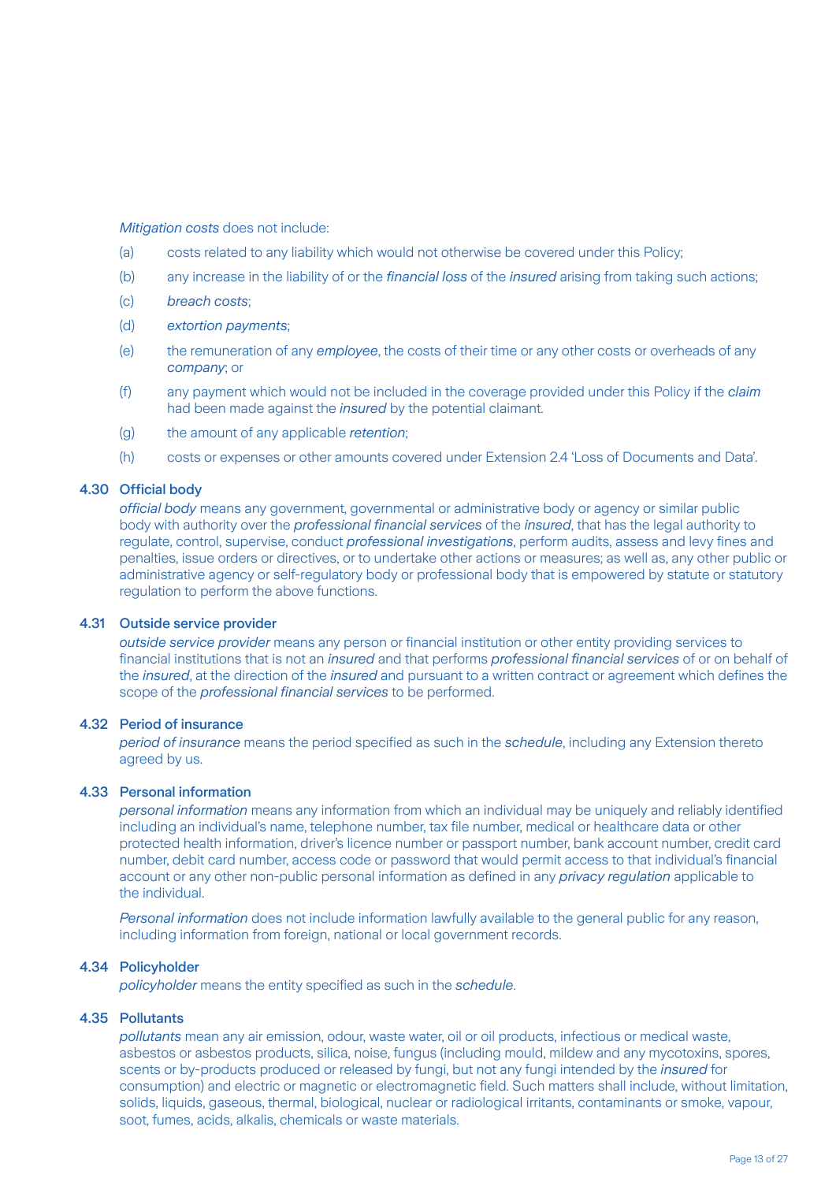*Mitigation costs* does not include:

(a) costs related to any liability which would not otherwise be covered under this Policy;

(b) any increase in the liability of or the *financial loss* of the *insured* arising from taking such actions;

(c) *breach costs*;

(d) *extortion payments*;

(e) the remuneration of any *employee*, the costs of their time or any other costs or overheads of any *company*; or

(f) any payment which would not be included in the coverage provided under this Policy if the *claim* had been made against the *insured* by the potential claimant.

(g) the amount of any applicable *retention*;

(h) costs or expenses or other amounts covered under Extension 2.4 'Loss of Documents and Data'.

### 4.30 Official body

*official body* means any government, governmental or administrative body or agency or similar public body with authority over the *professional financial services* of the *insured*, that has the legal authority to regulate, control, supervise, conduct *professional investigations*, perform audits, assess and levy fines and penalties, issue orders or directives, or to undertake other actions or measures; as well as, any other public or administrative agency or self-regulatory body or professional body that is empowered by statute or statutory regulation to perform the above functions.

### 4.31 Outside service provider

*outside service provider* means any person or financial institution or other entity providing services to financial institutions that is not an *insured* and that performs *professional financial services* of or on behalf of the *insured*, at the direction of the *insured* and pursuant to a written contract or agreement which defines the scope of the *professional financial services* to be performed.

### 4.32 Period of insurance

*period of insurance* means the period specified as such in the *schedule*, including any Extension thereto agreed by us.

### 4.33 Personal information

*personal information* means any information from which an individual may be uniquely and reliably identified including an individual's name, telephone number, tax file number, medical or healthcare data or other protected health information, driver's licence number or passport number, bank account number, credit card number, debit card number, access code or password that would permit access to that individual's financial account or any other non-public personal information as defined in any *privacy regulation* applicable to the individual.

*Personal information* does not include information lawfully available to the general public for any reason, including information from foreign, national or local government records.

### 4.34 Policyholder

*policyholder* means the entity specified as such in the *schedule*.

### 4.35 Pollutants

*pollutants* mean any air emission, odour, waste water, oil or oil products, infectious or medical waste, asbestos or asbestos products, silica, noise, fungus (including mould, mildew and any mycotoxins, spores, scents or by-products produced or released by fungi, but not any fungi intended by the *insured* for consumption) and electric or magnetic or electromagnetic field. Such matters shall include, without limitation, solids, liquids, gaseous, thermal, biological, nuclear or radiological irritants, contaminants or smoke, vapour, soot, fumes, acids, alkalis, chemicals or waste materials.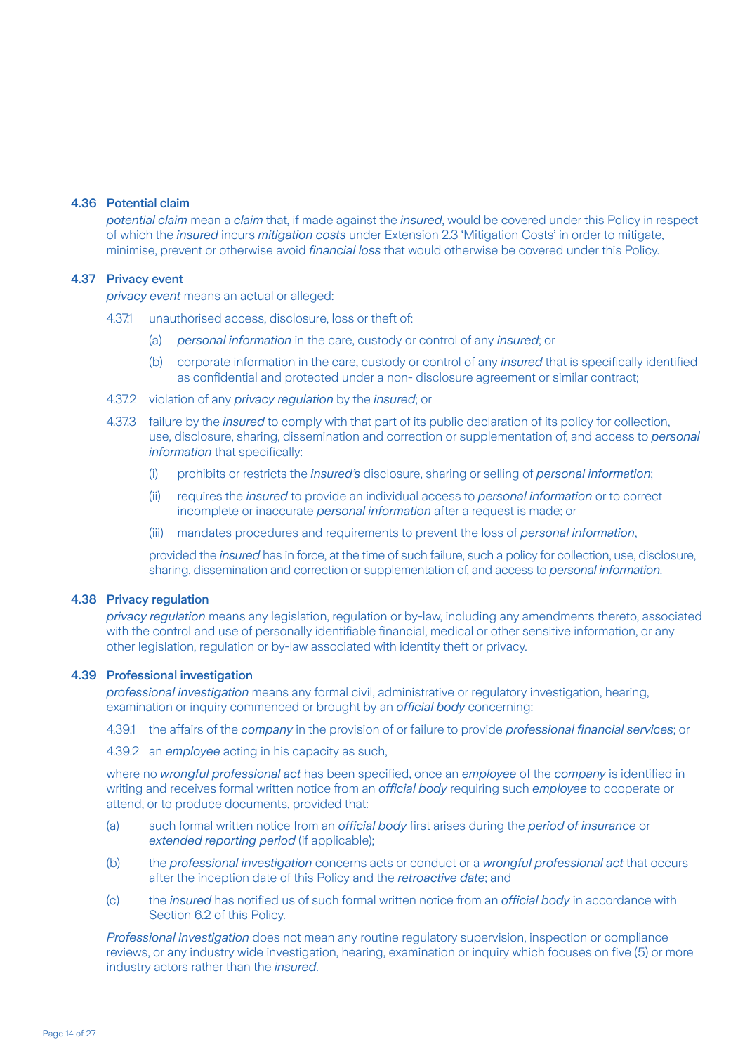### 4.36 Potential claim

*potential claim* mean a *claim* that, if made against the *insured*, would be covered under this Policy in respect of which the *insured* incurs *mitigation costs* under Extension 2.3 'Mitigation Costs' in order to mitigate, minimise, prevent or otherwise avoid *financial loss* that would otherwise be covered under this Policy.

### 4.37 Privacy event

*privacy event* means an actual or alleged:

4.37.1 unauthorised access, disclosure, loss or theft of:

(a) *personal information* in the care, custody or control of any *insured*; or

(b) corporate information in the care, custody or control of any *insured* that is specifically identified as confidential and protected under a non- disclosure agreement or similar contract;

4.37.2 violation of any *privacy regulation* by the *insured*; or

4.37.3 failure by the *insured* to comply with that part of its public declaration of its policy for collection, use, disclosure, sharing, dissemination and correction or supplementation of, and access to *personal information* that specifically:

(i) prohibits or restricts the *insured's* disclosure, sharing or selling of *personal information*;

(ii) requires the *insured* to provide an individual access to *personal information* or to correct incomplete or inaccurate *personal information* after a request is made; or

(iii) mandates procedures and requirements to prevent the loss of *personal information*,

provided the *insured* has in force, at the time of such failure, such a policy for collection, use, disclosure, sharing, dissemination and correction or supplementation of, and access to *personal information*.

### 4.38 Privacy regulation

*privacy regulation* means any legislation, regulation or by-law, including any amendments thereto, associated with the control and use of personally identifiable financial, medical or other sensitive information, or any other legislation, regulation or by-law associated with identity theft or privacy.

### 4.39 Professional investigation

*professional investigation* means any formal civil, administrative or regulatory investigation, hearing, examination or inquiry commenced or brought by an *official body* concerning:

4.39.1 the affairs of the *company* in the provision of or failure to provide *professional financial services*; or

4.39.2 an *employee* acting in his capacity as such,

where no *wrongful professional act* has been specified, once an *employee* of the *company* is identified in writing and receives formal written notice from an *official body* requiring such *employee* to cooperate or attend, or to produce documents, provided that:

(a) such formal written notice from an *official body* first arises during the *period of insurance* or *extended reporting period* (if applicable);

(b) the *professional investigation* concerns acts or conduct or a *wrongful professional act* that occurs after the inception date of this Policy and the *retroactive date*; and

(c) the *insured* has notified us of such formal written notice from an *official body* in accordance with Section 6.2 of this Policy.

*Professional investigation* does not mean any routine regulatory supervision, inspection or compliance reviews, or any industry wide investigation, hearing, examination or inquiry which focuses on five (5) or more industry actors rather than the *insured*.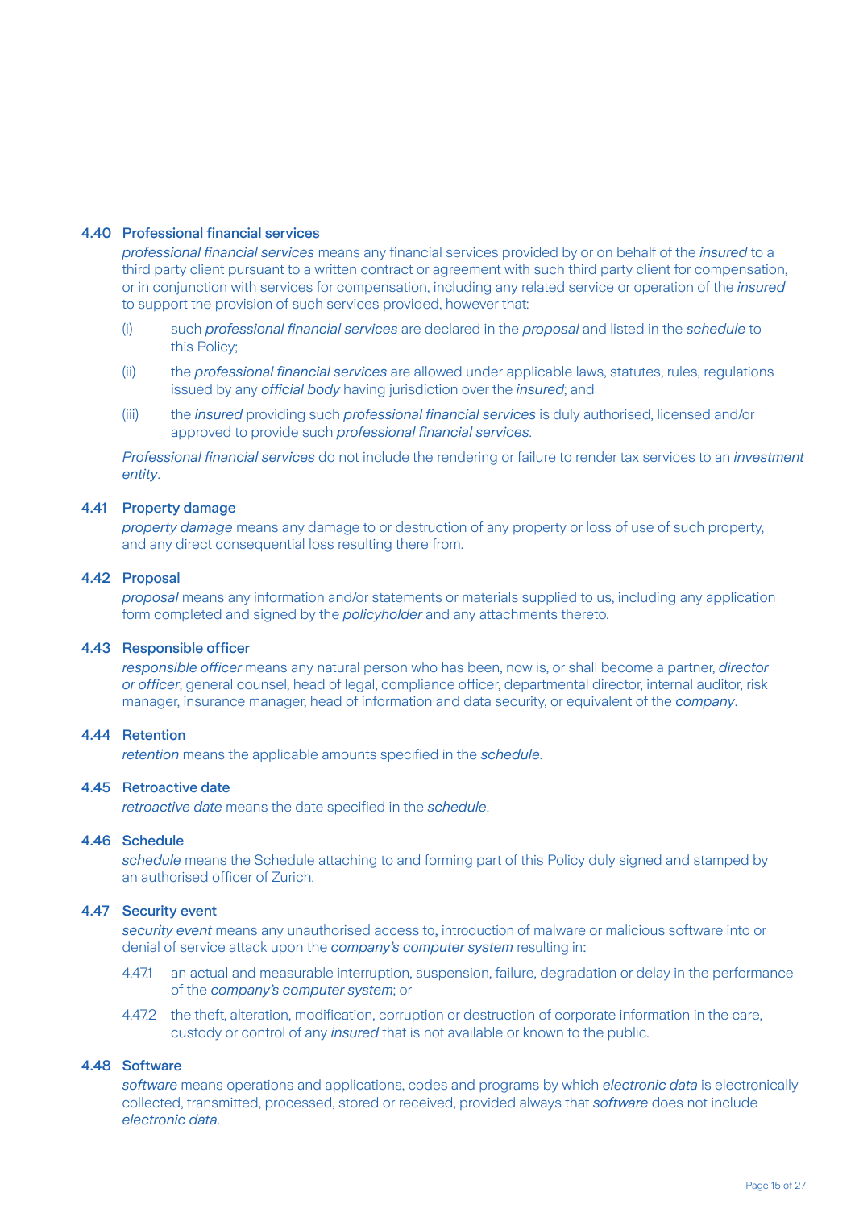### 4.40 Professional financial services

*professional financial services* means any financial services provided by or on behalf of the *insured* to a third party client pursuant to a written contract or agreement with such third party client for compensation, or in conjunction with services for compensation, including any related service or operation of the *insured* to support the provision of such services provided, however that:

(i) such *professional financial services* are declared in the *proposal* and listed in the *schedule* to this Policy;

(ii) the *professional financial services* are allowed under applicable laws, statutes, rules, regulations issued by any *official body* having jurisdiction over the *insured*; and

(iii) the *insured* providing such *professional financial services* is duly authorised, licensed and/or approved to provide such *professional financial services*.

*Professional financial services* do not include the rendering or failure to render tax services to an *investment entity*.

### 4.41 Property damage

*property damage* means any damage to or destruction of any property or loss of use of such property, and any direct consequential loss resulting there from.

### 4.42 Proposal

*proposal* means any information and/or statements or materials supplied to us, including any application form completed and signed by the *policyholder* and any attachments thereto.

### 4.43 Responsible officer

*responsible officer* means any natural person who has been, now is, or shall become a partner, *director or officer*, general counsel, head of legal, compliance officer, departmental director, internal auditor, risk manager, insurance manager, head of information and data security, or equivalent of the *company*.

### 4.44 Retention

*retention* means the applicable amounts specified in the *schedule*.

### 4.45 Retroactive date

*retroactive date* means the date specified in the *schedule*.

### 4.46 Schedule

*schedule* means the Schedule attaching to and forming part of this Policy duly signed and stamped by an authorised officer of Zurich.

### 4.47 Security event

*security event* means any unauthorised access to, introduction of malware or malicious software into or denial of service attack upon the *company's computer system* resulting in:

4.47.1 an actual and measurable interruption, suspension, failure, degradation or delay in the performance of the *company's computer system*; or

4.47.2 the theft, alteration, modification, corruption or destruction of corporate information in the care, custody or control of any *insured* that is not available or known to the public.

### 4.48 Software

*software* means operations and applications, codes and programs by which *electronic data* is electronically collected, transmitted, processed, stored or received, provided always that *software* does not include *electronic data*.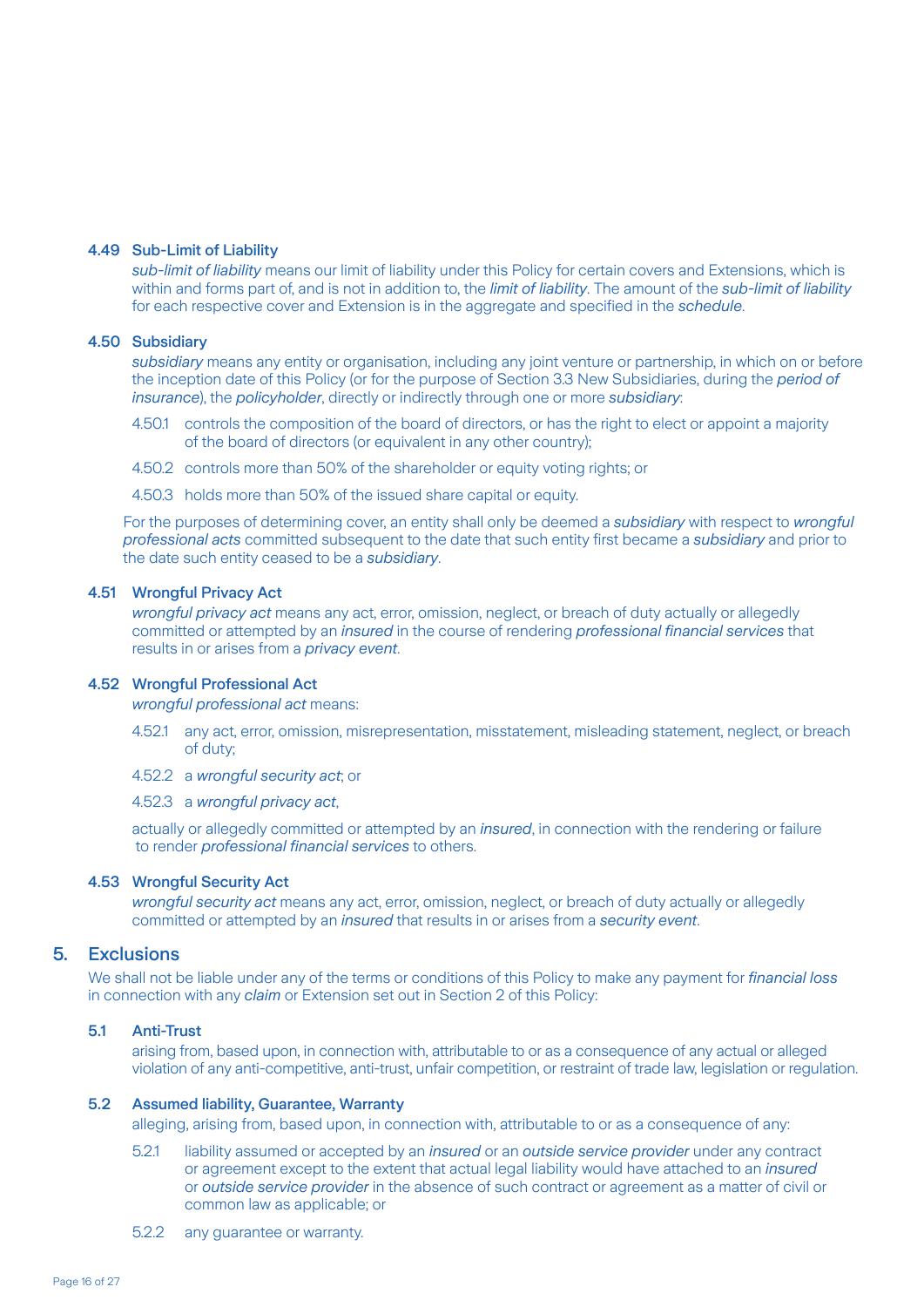### 4.49 Sub-Limit of Liability

*sub-limit of liability* means our limit of liability under this Policy for certain covers and Extensions, which is within and forms part of, and is not in addition to, the *limit of liability*. The amount of the *sub-limit of liability* for each respective cover and Extension is in the aggregate and specified in the *schedule*.

### 4.50 Subsidiary

*subsidiary* means any entity or organisation, including any joint venture or partnership, in which on or before the inception date of this Policy (or for the purpose of Section 3.3 New Subsidiaries, during the *period of insurance*), the *policyholder*, directly or indirectly through one or more *subsidiary*:

4.50.1 controls the composition of the board of directors, or has the right to elect or appoint a majority of the board of directors (or equivalent in any other country);

4.50.2 controls more than 50% of the shareholder or equity voting rights; or

4.50.3 holds more than 50% of the issued share capital or equity.

For the purposes of determining cover, an entity shall only be deemed a *subsidiary* with respect to *wrongful professional acts* committed subsequent to the date that such entity first became a *subsidiary* and prior to the date such entity ceased to be a *subsidiary*.

### 4.51 Wrongful Privacy Act

*wrongful privacy act* means any act, error, omission, neglect, or breach of duty actually or allegedly committed or attempted by an *insured* in the course of rendering *professional financial services* that results in or arises from a *privacy event*.

### 4.52 Wrongful Professional Act

*wrongful professional act* means:

4.52.1 any act, error, omission, misrepresentation, misstatement, misleading statement, neglect, or breach of duty;

4.52.2 a *wrongful security act*; or

4.52.3 a *wrongful privacy act*,

actually or allegedly committed or attempted by an *insured*, in connection with the rendering or failure to render *professional financial services* to others.

### 4.53 Wrongful Security Act

*wrongful security act* means any act, error, omission, neglect, or breach of duty actually or allegedly committed or attempted by an *insured* that results in or arises from a *security event*.

## 5. Exclusions

We shall not be liable under any of the terms or conditions of this Policy to make any payment for *financial loss* in connection with any *claim* or Extension set out in Section 2 of this Policy:

### 5.1 Anti-Trust

arising from, based upon, in connection with, attributable to or as a consequence of any actual or alleged violation of any anti-competitive, anti-trust, unfair competition, or restraint of trade law, legislation or regulation.

### 5.2 Assumed liability, Guarantee, Warranty

alleging, arising from, based upon, in connection with, attributable to or as a consequence of any:

5.2.1 liability assumed or accepted by an *insured* or an *outside service provider* under any contract or agreement except to the extent that actual legal liability would have attached to an *insured* or *outside service provider* in the absence of such contract or agreement as a matter of civil or common law as applicable; or

5.2.2 any guarantee or warranty.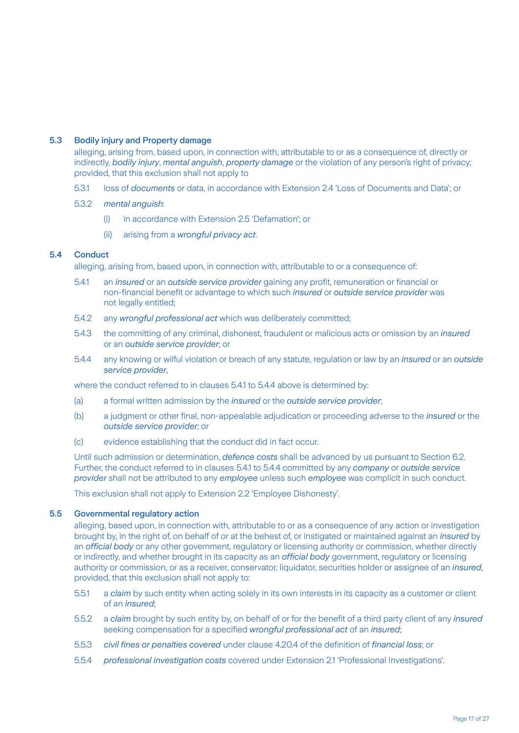### 5.3 Bodily injury and Property damage

alleging, arising from, based upon, in connection with, attributable to or as a consequence of, directly or indirectly, *bodily injury*, *mental anguish*, *property damage* or the violation of any person's right of privacy; provided, that this exclusion shall not apply to

5.3.1 loss of *documents* or data, in accordance with Extension 2.4 'Loss of Documents and Data'; or

5.3.2 *mental anguish*:

(i) in accordance with Extension 2.5 'Defamation'; or

(ii) arising from a *wrongful privacy act*.

### 5.4 Conduct

alleging, arising from, based upon, in connection with, attributable to or a consequence of:

5.4.1 an *insured* or an *outside service provider* gaining any profit, remuneration or financial or non-financial benefit or advantage to which such *insured* or *outside service provider* was not legally entitled;

5.4.2 any *wrongful professional act* which was deliberately committed;

5.4.3 the committing of any criminal, dishonest, fraudulent or malicious acts or omission by an *insured* or an *outside service provider*; or

5.4.4 any knowing or wilful violation or breach of any statute, regulation or law by an *insured* or an *outside service provider*,

where the conduct referred to in clauses 5.4.1 to 5.4.4 above is determined by:

(a) a formal written admission by the *insured* or the *outside service provider*;

(b) a judgment or other final, non-appealable adjudication or proceeding adverse to the *insured* or the *outside service provider*; or

(c) evidence establishing that the conduct did in fact occur.

Until such admission or determination, *defence costs* shall be advanced by us pursuant to Section 6.2. Further, the conduct referred to in clauses 5.4.1 to 5.4.4 committed by any *company* or *outside service provider* shall not be attributed to any *employee* unless such *employee* was complicit in such conduct.

This exclusion shall not apply to Extension 2.2 'Employee Dishonesty'.

### 5.5 Governmental regulatory action

alleging, based upon, in connection with, attributable to or as a consequence of any action or investigation brought by, in the right of, on behalf of or at the behest of, or instigated or maintained against an *insured* by an *official body* or any other government, regulatory or licensing authority or commission, whether directly or indirectly, and whether brought in its capacity as an *official body* government, regulatory or licensing authority or commission, or as a receiver, conservator, liquidator, securities holder or assignee of an *insured*, provided, that this exclusion shall not apply to:

5.5.1 a *claim* by such entity when acting solely in its own interests in its capacity as a customer or client of an *insured*;

5.5.2 a *claim* brought by such entity by, on behalf of or for the benefit of a third party client of any *insured* seeking compensation for a specified *wrongful professional act* of an *insured*;

5.5.3 *civil fines or penalties covered* under clause 4.20.4 of the definition of *financial loss*; or

5.5.4 *professional investigation costs* covered under Extension 2.1 'Professional Investigations'.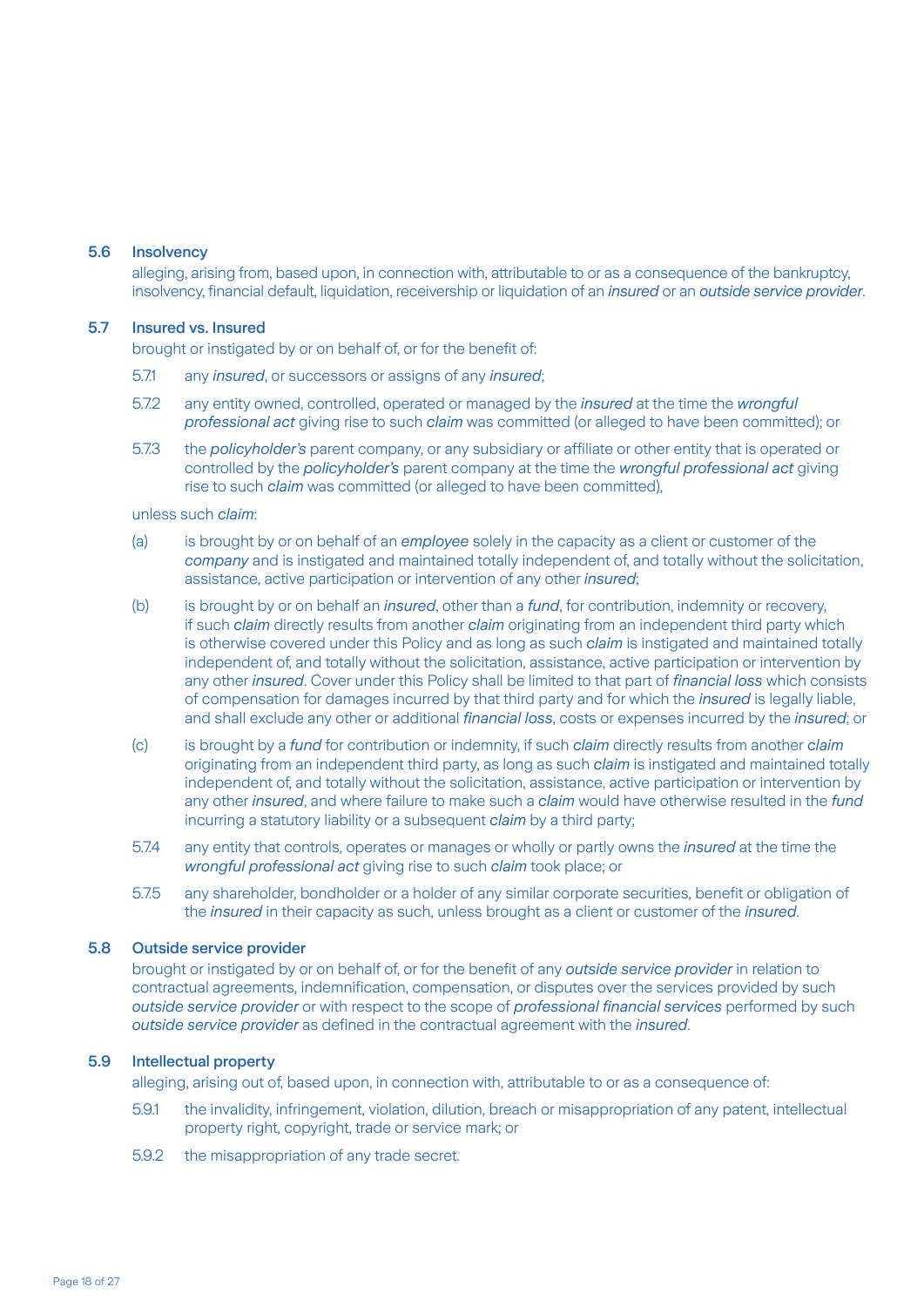### 5.6 Insolvency

alleging, arising from, based upon, in connection with, attributable to or as a consequence of the bankruptcy, insolvency, financial default, liquidation, receivership or liquidation of an *insured* or an *outside service provider*.

### 5.7 Insured vs. Insured

brought or instigated by or on behalf of, or for the benefit of:

5.7.1 any *insured*, or successors or assigns of any *insured*;

5.7.2 any entity owned, controlled, operated or managed by the *insured* at the time the *wrongful professional act* giving rise to such *claim* was committed (or alleged to have been committed); or

5.7.3 the *policyholder's* parent company, or any subsidiary or affiliate or other entity that is operated or controlled by the *policyholder's* parent company at the time the *wrongful professional act* giving rise to such *claim* was committed (or alleged to have been committed),

unless such *claim*:

(a) is brought by or on behalf of an *employee* solely in the capacity as a client or customer of the *company* and is instigated and maintained totally independent of, and totally without the solicitation, assistance, active participation or intervention of any other *insured*;

(b) is brought by or on behalf an *insured*, other than a *fund*, for contribution, indemnity or recovery, if such *claim* directly results from another *claim* originating from an independent third party which is otherwise covered under this Policy and as long as such *claim* is instigated and maintained totally independent of, and totally without the solicitation, assistance, active participation or intervention by any other *insured*. Cover under this Policy shall be limited to that part of *financial loss* which consists of compensation for damages incurred by that third party and for which the *insured* is legally liable, and shall exclude any other or additional *financial loss*, costs or expenses incurred by the *insured*; or

(c) is brought by a *fund* for contribution or indemnity, if such *claim* directly results from another *claim* originating from an independent third party, as long as such *claim* is instigated and maintained totally independent of, and totally without the solicitation, assistance, active participation or intervention by any other *insured*, and where failure to make such a *claim* would have otherwise resulted in the *fund* incurring a statutory liability or a subsequent *claim* by a third party;

5.7.4 any entity that controls, operates or manages or wholly or partly owns the *insured* at the time the *wrongful professional act* giving rise to such *claim* took place; or

5.7.5 any shareholder, bondholder or a holder of any similar corporate securities, benefit or obligation of the *insured* in their capacity as such, unless brought as a client or customer of the *insured*.

### 5.8 Outside service provider

brought or instigated by or on behalf of, or for the benefit of any *outside service provider* in relation to contractual agreements, indemnification, compensation, or disputes over the services provided by such *outside service provider* or with respect to the scope of *professional financial services* performed by such *outside service provider* as defined in the contractual agreement with the *insured*.

### 5.9 Intellectual property

alleging, arising out of, based upon, in connection with, attributable to or as a consequence of:

5.9.1 the invalidity, infringement, violation, dilution, breach or misappropriation of any patent, intellectual property right, copyright, trade or service mark; or

5.9.2 the misappropriation of any trade secret.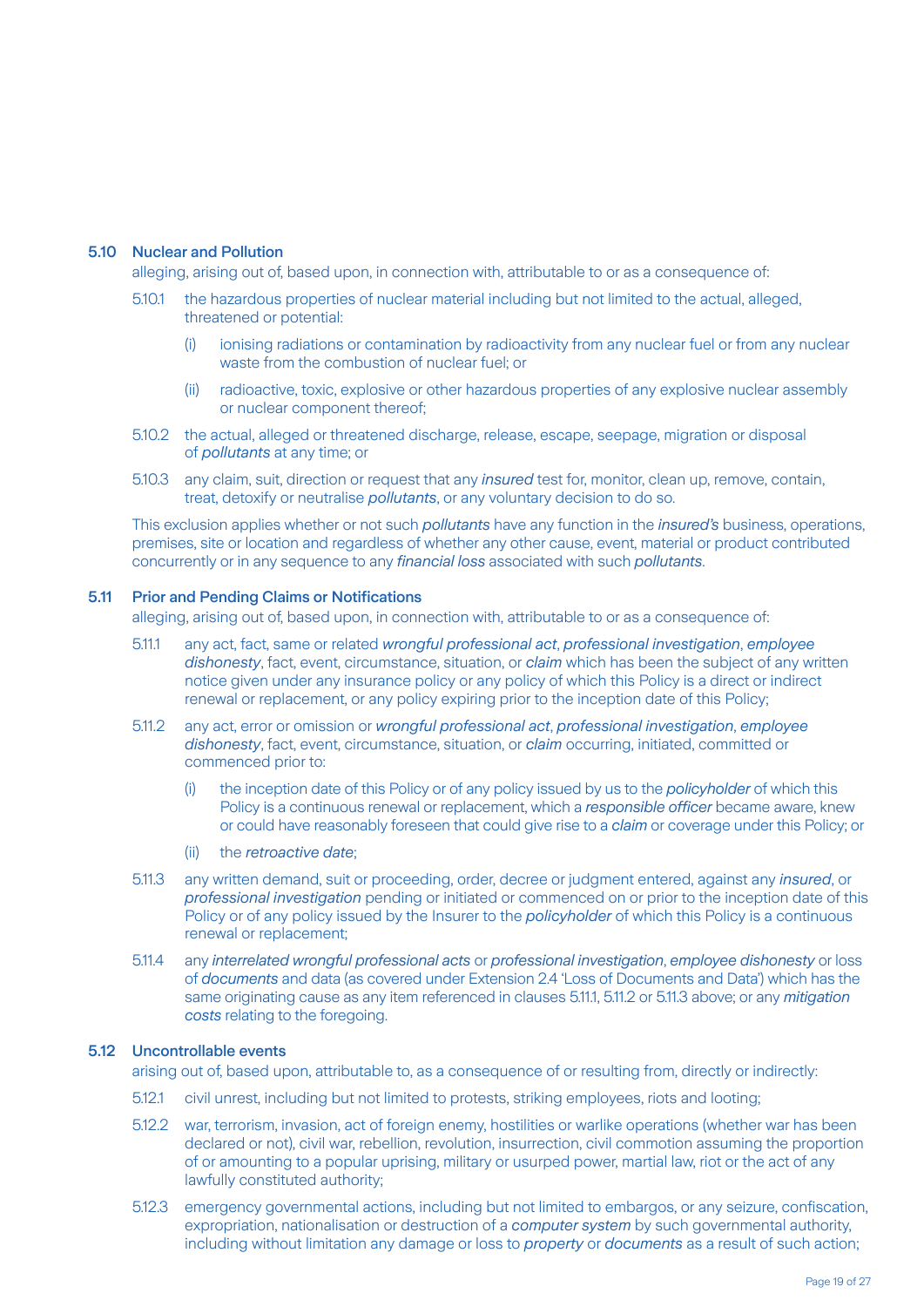### 5.10 Nuclear and Pollution

alleging, arising out of, based upon, in connection with, attributable to or as a consequence of:

5.10.1 the hazardous properties of nuclear material including but not limited to the actual, alleged, threatened or potential:

(i) ionising radiations or contamination by radioactivity from any nuclear fuel or from any nuclear waste from the combustion of nuclear fuel; or

(ii) radioactive, toxic, explosive or other hazardous properties of any explosive nuclear assembly or nuclear component thereof;

5.10.2 the actual, alleged or threatened discharge, release, escape, seepage, migration or disposal of *pollutants* at any time; or

5.10.3 any claim, suit, direction or request that any *insured* test for, monitor, clean up, remove, contain, treat, detoxify or neutralise *pollutants*, or any voluntary decision to do so.

This exclusion applies whether or not such *pollutants* have any function in the *insured's* business, operations, premises, site or location and regardless of whether any other cause, event, material or product contributed concurrently or in any sequence to any *financial loss* associated with such *pollutants*.

### 5.11 Prior and Pending Claims or Notifications

alleging, arising out of, based upon, in connection with, attributable to or as a consequence of:

5.11.1 any act, fact, same or related *wrongful professional act*, *professional investigation*, *employee dishonesty*, fact, event, circumstance, situation, or *claim* which has been the subject of any written notice given under any insurance policy or any policy of which this Policy is a direct or indirect renewal or replacement, or any policy expiring prior to the inception date of this Policy;

5.11.2 any act, error or omission or *wrongful professional act*, *professional investigation*, *employee dishonesty*, fact, event, circumstance, situation, or *claim* occurring, initiated, committed or commenced prior to:

(i) the inception date of this Policy or of any policy issued by us to the *policyholder* of which this Policy is a continuous renewal or replacement, which a *responsible officer* became aware, knew or could have reasonably foreseen that could give rise to a *claim* or coverage under this Policy; or

(ii) the *retroactive date*;

5.11.3 any written demand, suit or proceeding, order, decree or judgment entered, against any *insured*, or *professional investigation* pending or initiated or commenced on or prior to the inception date of this Policy or of any policy issued by the Insurer to the *policyholder* of which this Policy is a continuous renewal or replacement;

5.11.4 any *interrelated wrongful professional acts* or *professional investigation*, *employee dishonesty* or loss of *documents* and data (as covered under Extension 2.4 'Loss of Documents and Data') which has the same originating cause as any item referenced in clauses 5.11.1, 5.11.2 or 5.11.3 above; or any *mitigation costs* relating to the foregoing.

### 5.12 Uncontrollable events

arising out of, based upon, attributable to, as a consequence of or resulting from, directly or indirectly:

5.12.1 civil unrest, including but not limited to protests, striking employees, riots and looting;

5.12.2 war, terrorism, invasion, act of foreign enemy, hostilities or warlike operations (whether war has been declared or not), civil war, rebellion, revolution, insurrection, civil commotion assuming the proportion of or amounting to a popular uprising, military or usurped power, martial law, riot or the act of any lawfully constituted authority;

5.12.3 emergency governmental actions, including but not limited to embargos, or any seizure, confiscation, expropriation, nationalisation or destruction of a *computer system* by such governmental authority, including without limitation any damage or loss to *property* or *documents* as a result of such action;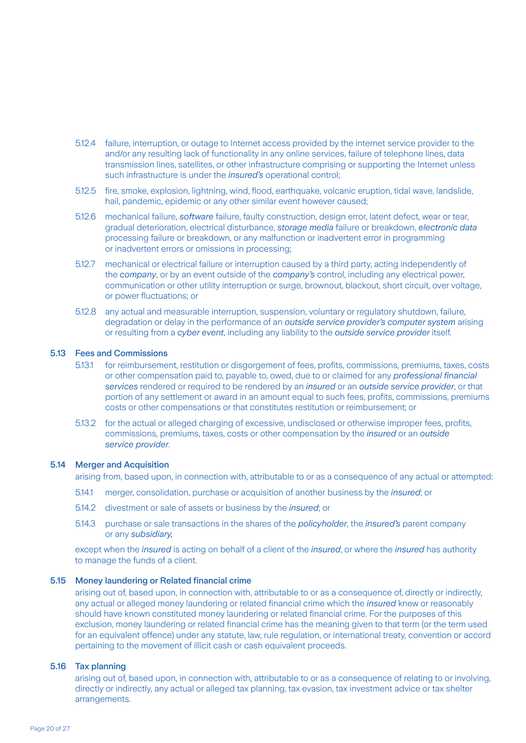5.12.4 failure, interruption, or outage to Internet access provided by the internet service provider to the and/or any resulting lack of functionality in any online services, failure of telephone lines, data transmission lines, satellites, or other infrastructure comprising or supporting the Internet unless such infrastructure is under the *insured's* operational control;

5.12.5 fire, smoke, explosion, lightning, wind, flood, earthquake, volcanic eruption, tidal wave, landslide, hail, pandemic, epidemic or any other similar event however caused;

5.12.6 mechanical failure, *software* failure, faulty construction, design error, latent defect, wear or tear, gradual deterioration, electrical disturbance, *storage media* failure or breakdown, *electronic data* processing failure or breakdown, or any malfunction or inadvertent error in programming or inadvertent errors or omissions in processing;

5.12.7 mechanical or electrical failure or interruption caused by a third party, acting independently of the *company*, or by an event outside of the *company's* control, including any electrical power, communication or other utility interruption or surge, brownout, blackout, short circuit, over voltage, or power fluctuations; or

5.12.8 any actual and measurable interruption, suspension, voluntary or regulatory shutdown, failure, degradation or delay in the performance of an *outside service provider's computer system* arising or resulting from a *cyber event*, including any liability to the *outside service provider* itself.

### 5.13 Fees and Commissions

5.13.1 for reimbursement, restitution or disgorgement of fees, profits, commissions, premiums, taxes, costs or other compensation paid to, payable to, owed, due to or claimed for any *professional financial services* rendered or required to be rendered by an *insured* or an *outside service provider*, or that portion of any settlement or award in an amount equal to such fees, profits, commissions, premiums costs or other compensations or that constitutes restitution or reimbursement; or

5.13.2 for the actual or alleged charging of excessive, undisclosed or otherwise improper fees, profits, commissions, premiums, taxes, costs or other compensation by the *insured* or an *outside service provider*.

### 5.14 Merger and Acquisition

arising from, based upon, in connection with, attributable to or as a consequence of any actual or attempted:

5.14.1 merger, consolidation, purchase or acquisition of another business by the *insured*; or

5.14.2 divestment or sale of assets or business by the *insured*; or

5.14.3 purchase or sale transactions in the shares of the *policyholder*, the *insured's* parent company or any *subsidiary*,

except when the *insured* is acting on behalf of a client of the *insured*, or where the *insured* has authority to manage the funds of a client.

### 5.15 Money laundering or Related financial crime

arising out of, based upon, in connection with, attributable to or as a consequence of, directly or indirectly, any actual or alleged money laundering or related financial crime which the *insured* knew or reasonably should have known constituted money laundering or related financial crime. For the purposes of this exclusion, money laundering or related financial crime has the meaning given to that term (or the term used for an equivalent offence) under any statute, law, rule regulation, or international treaty, convention or accord pertaining to the movement of illicit cash or cash equivalent proceeds.

### 5.16 Tax planning

arising out of, based upon, in connection with, attributable to or as a consequence of relating to or involving, directly or indirectly, any actual or alleged tax planning, tax evasion, tax investment advice or tax shelter arrangements.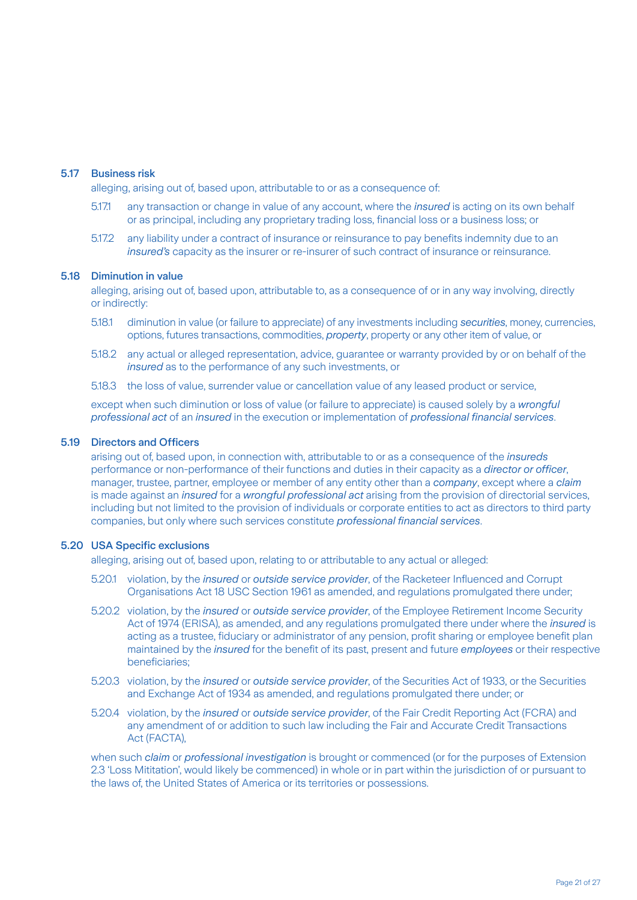### 5.17 Business risk

alleging, arising out of, based upon, attributable to or as a consequence of:

5.17.1 any transaction or change in value of any account, where the *insured* is acting on its own behalf or as principal, including any proprietary trading loss, financial loss or a business loss; or

5.17.2 any liability under a contract of insurance or reinsurance to pay benefits indemnity due to an *insured's* capacity as the insurer or re-insurer of such contract of insurance or reinsurance.

### 5.18 Diminution in value

alleging, arising out of, based upon, attributable to, as a consequence of or in any way involving, directly or indirectly:

5.18.1 diminution in value (or failure to appreciate) of any investments including *securities*, money, currencies, options, futures transactions, commodities, *property*, property or any other item of value, or

5.18.2 any actual or alleged representation, advice, guarantee or warranty provided by or on behalf of the *insured* as to the performance of any such investments, or

5.18.3 the loss of value, surrender value or cancellation value of any leased product or service,

except when such diminution or loss of value (or failure to appreciate) is caused solely by a *wrongful professional act* of an *insured* in the execution or implementation of *professional financial services*.

### 5.19 Directors and Officers

arising out of, based upon, in connection with, attributable to or as a consequence of the *insureds* performance or non-performance of their functions and duties in their capacity as a *director or officer*, manager, trustee, partner, employee or member of any entity other than a *company*, except where a *claim* is made against an *insured* for a *wrongful professional act* arising from the provision of directorial services, including but not limited to the provision of individuals or corporate entities to act as directors to third party companies, but only where such services constitute *professional financial services*.

### 5.20 USA Specific exclusions

alleging, arising out of, based upon, relating to or attributable to any actual or alleged:

5.20.1 violation, by the *insured* or *outside service provider*, of the Racketeer Influenced and Corrupt Organisations Act 18 USC Section 1961 as amended, and regulations promulgated there under;

5.20.2 violation, by the *insured* or *outside service provider*, of the Employee Retirement Income Security Act of 1974 (ERISA), as amended, and any regulations promulgated there under where the *insured* is acting as a trustee, fiduciary or administrator of any pension, profit sharing or employee benefit plan maintained by the *insured* for the benefit of its past, present and future *employees* or their respective beneficiaries;

5.20.3 violation, by the *insured* or *outside service provider*, of the Securities Act of 1933, or the Securities and Exchange Act of 1934 as amended, and regulations promulgated there under; or

5.20.4 violation, by the *insured* or *outside service provider*, of the Fair Credit Reporting Act (FCRA) and any amendment of or addition to such law including the Fair and Accurate Credit Transactions Act (FACTA),

when such *claim* or *professional investigation* is brought or commenced (or for the purposes of Extension 2.3 'Loss Mititation', would likely be commenced) in whole or in part within the jurisdiction of or pursuant to the laws of, the United States of America or its territories or possessions.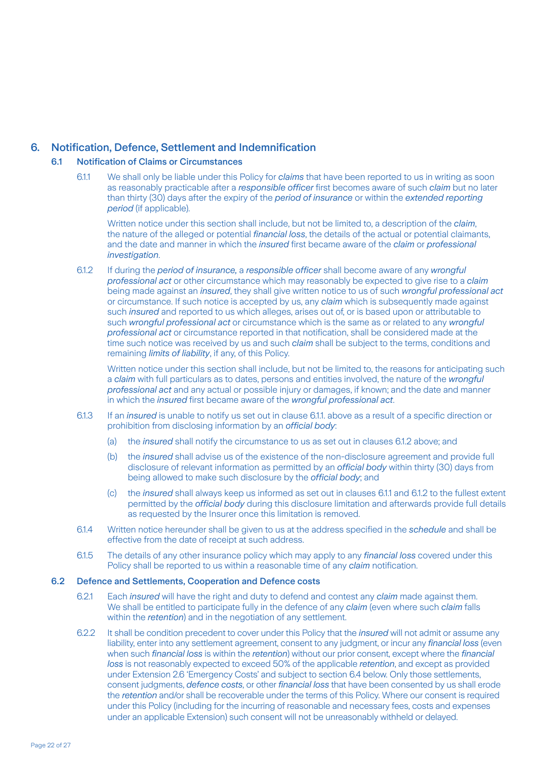## 6. Notification, Defence, Settlement and Indemnification

### 6.1 Notification of Claims or Circumstances

6.1.1 We shall only be liable under this Policy for *claims* that have been reported to us in writing as soon as reasonably practicable after a *responsible officer* first becomes aware of such *claim* but no later than thirty (30) days after the expiry of the *period of insurance* or within the *extended reporting period* (if applicable).

Written notice under this section shall include, but not be limited to, a description of the *claim*, the nature of the alleged or potential *financial loss*, the details of the actual or potential claimants, and the date and manner in which the *insured* first became aware of the *claim* or *professional investigation*.

6.1.2 If during the *period of insurance,* a *responsible officer* shall become aware of any *wrongful professional act* or other circumstance which may reasonably be expected to give rise to a *claim* being made against an *insured*, they shall give written notice to us of such *wrongful professional act* or circumstance. If such notice is accepted by us, any *claim* which is subsequently made against such *insured* and reported to us which alleges, arises out of, or is based upon or attributable to such *wrongful professional act* or circumstance which is the same as or related to any *wrongful professional act* or circumstance reported in that notification, shall be considered made at the time such notice was received by us and such *claim* shall be subject to the terms, conditions and remaining *limits of liability*, if any, of this Policy.

Written notice under this section shall include, but not be limited to, the reasons for anticipating such a *claim* with full particulars as to dates, persons and entities involved, the nature of the *wrongful professional act* and any actual or possible injury or damages, if known; and the date and manner in which the *insured* first became aware of the *wrongful professional act*.

6.1.3 If an *insured* is unable to notify us set out in clause 6.1.1. above as a result of a specific direction or prohibition from disclosing information by an *official body*:

(a) the *insured* shall notify the circumstance to us as set out in clauses 6.1.2 above; and

(b) the *insured* shall advise us of the existence of the non-disclosure agreement and provide full disclosure of relevant information as permitted by an *official body* within thirty (30) days from being allowed to make such disclosure by the *official body*; and

(c) the *insured* shall always keep us informed as set out in clauses 6.1.1 and 6.1.2 to the fullest extent permitted by the *official body* during this disclosure limitation and afterwards provide full details as requested by the Insurer once this limitation is removed.

6.1.4 Written notice hereunder shall be given to us at the address specified in the *schedule* and shall be effective from the date of receipt at such address.

6.1.5 The details of any other insurance policy which may apply to any *financial loss* covered under this Policy shall be reported to us within a reasonable time of any *claim* notification.

### 6.2 Defence and Settlements, Cooperation and Defence costs

6.2.1 Each *insured* will have the right and duty to defend and contest any *claim* made against them. We shall be entitled to participate fully in the defence of any *claim* (even where such *claim* falls within the *retention*) and in the negotiation of any settlement.

6.2.2 It shall be condition precedent to cover under this Policy that the *insured* will not admit or assume any liability, enter into any settlement agreement, consent to any judgment, or incur any *financial loss* (even when such *financial loss* is within the *retention*) without our prior consent, except where the *financial loss* is not reasonably expected to exceed 50% of the applicable *retention*, and except as provided under Extension 2.6 'Emergency Costs' and subject to section 6.4 below. Only those settlements, consent judgments, *defence costs*, or other *financial loss* that have been consented by us shall erode the *retention* and/or shall be recoverable under the terms of this Policy. Where our consent is required under this Policy (including for the incurring of reasonable and necessary fees, costs and expenses under an applicable Extension) such consent will not be unreasonably withheld or delayed.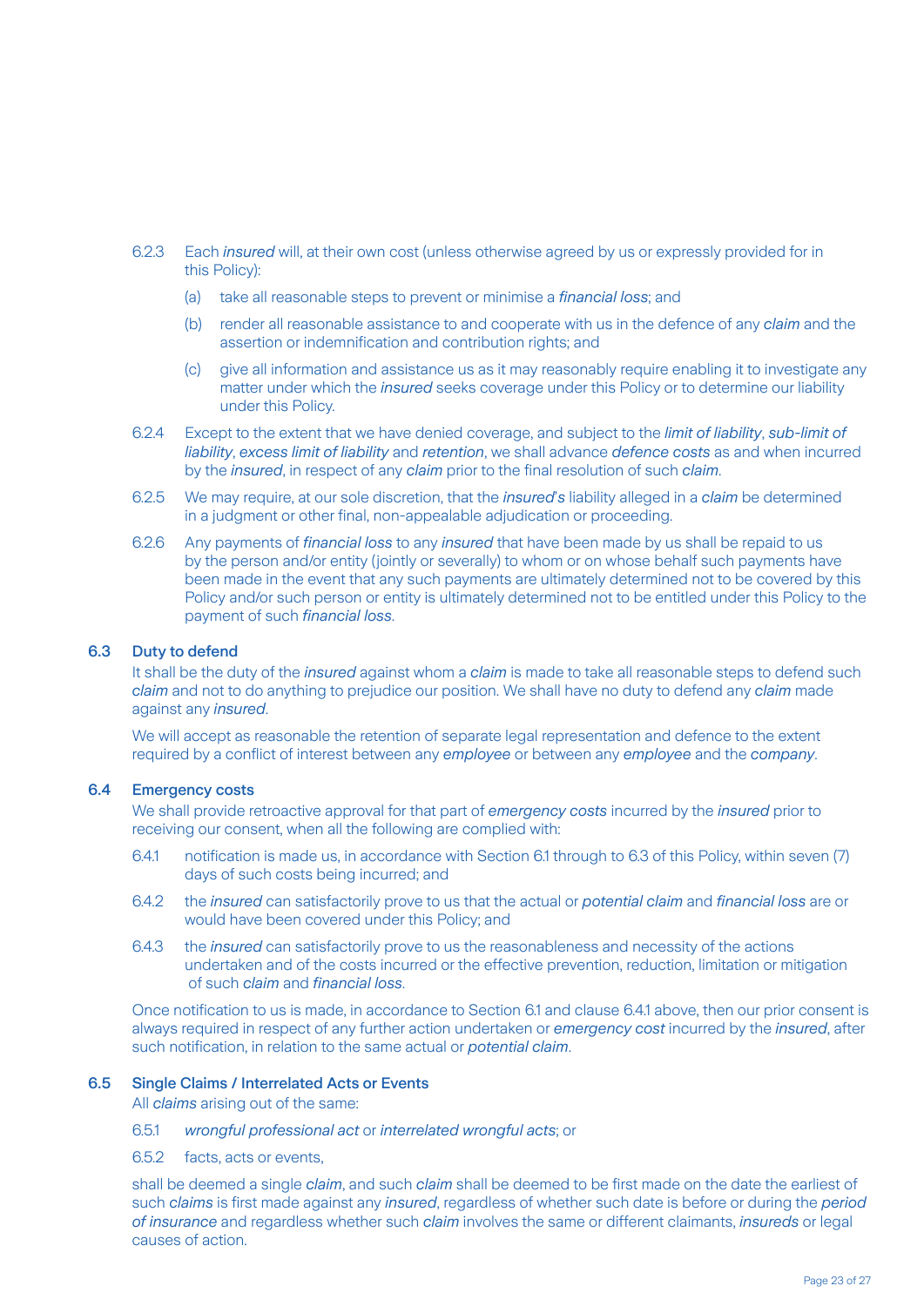6.2.3 Each *insured* will, at their own cost (unless otherwise agreed by us or expressly provided for in this Policy):

(a) take all reasonable steps to prevent or minimise a *financial loss*; and

(b) render all reasonable assistance to and cooperate with us in the defence of any *claim* and the assertion or indemnification and contribution rights; and

(c) give all information and assistance us as it may reasonably require enabling it to investigate any matter under which the *insured* seeks coverage under this Policy or to determine our liability under this Policy.

6.2.4 Except to the extent that we have denied coverage, and subject to the *limit of liability*, *sub-limit of liability*, *excess limit of liability* and *retention*, we shall advance *defence costs* as and when incurred by the *insured*, in respect of any *claim* prior to the final resolution of such *claim*.

6.2.5 We may require, at our sole discretion, that the *insured's* liability alleged in a *claim* be determined in a judgment or other final, non-appealable adjudication or proceeding.

6.2.6 Any payments of *financial loss* to any *insured* that have been made by us shall be repaid to us by the person and/or entity (jointly or severally) to whom or on whose behalf such payments have been made in the event that any such payments are ultimately determined not to be covered by this Policy and/or such person or entity is ultimately determined not to be entitled under this Policy to the payment of such *financial loss*.

## 6.3 Duty to defend

It shall be the duty of the *insured* against whom a *claim* is made to take all reasonable steps to defend such *claim* and not to do anything to prejudice our position. We shall have no duty to defend any *claim* made against any *insured*.

We will accept as reasonable the retention of separate legal representation and defence to the extent required by a conflict of interest between any *employee* or between any *employee* and the *company*.

## 6.4 Emergency costs

We shall provide retroactive approval for that part of *emergency costs* incurred by the *insured* prior to receiving our consent, when all the following are complied with:

6.4.1 notification is made us, in accordance with Section 6.1 through to 6.3 of this Policy, within seven (7) days of such costs being incurred; and

6.4.2 the *insured* can satisfactorily prove to us that the actual or *potential claim* and *financial loss* are or would have been covered under this Policy; and

6.4.3 the *insured* can satisfactorily prove to us the reasonableness and necessity of the actions undertaken and of the costs incurred or the effective prevention, reduction, limitation or mitigation of such *claim* and *financial loss*.

Once notification to us is made, in accordance to Section 6.1 and clause 6.4.1 above, then our prior consent is always required in respect of any further action undertaken or *emergency cost* incurred by the *insured*, after such notification, in relation to the same actual or *potential claim*.

## 6.5 Single Claims / Interrelated Acts or Events

All *claims* arising out of the same:

6.5.1 *wrongful professional act* or *interrelated wrongful acts*; or

6.5.2 facts, acts or events,

shall be deemed a single *claim*, and such *claim* shall be deemed to be first made on the date the earliest of such *claims* is first made against any *insured*, regardless of whether such date is before or during the *period of insurance* and regardless whether such *claim* involves the same or different claimants, *insureds* or legal causes of action.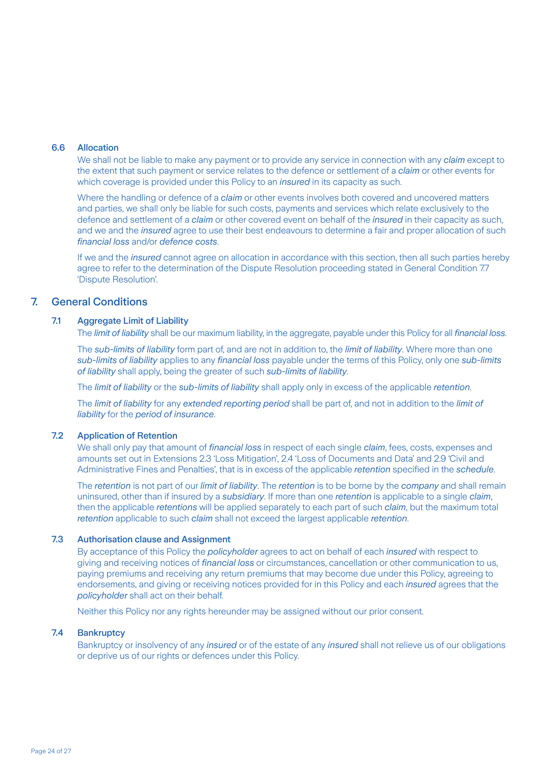### 6.6 Allocation

We shall not be liable to make any payment or to provide any service in connection with any *claim* except to the extent that such payment or service relates to the defence or settlement of a *claim* or other events for which coverage is provided under this Policy to an *insured* in its capacity as such.

Where the handling or defence of a *claim* or other events involves both covered and uncovered matters and parties, we shall only be liable for such costs, payments and services which relate exclusively to the defence and settlement of a *claim* or other covered event on behalf of the *insured* in their capacity as such, and we and the *insured* agree to use their best endeavours to determine a fair and proper allocation of such *financial loss* and/or *defence costs*.

If we and the *insured* cannot agree on allocation in accordance with this section, then all such parties hereby agree to refer to the determination of the Dispute Resolution proceeding stated in General Condition 7.7 'Dispute Resolution'.

## 7. General Conditions

### 7.1 Aggregate Limit of Liability

The *limit of liability* shall be our maximum liability, in the aggregate, payable under this Policy for all *financial loss*.

The *sub-limits of liability* form part of, and are not in addition to, the *limit of liability*. Where more than one *sub-limits of liability* applies to any *financial loss* payable under the terms of this Policy, only one *sub-limits of liability* shall apply, being the greater of such *sub-limits of liability*.

The *limit of liability* or the *sub-limits of liability* shall apply only in excess of the applicable *retention*.

The *limit of liability* for any *extended reporting period* shall be part of, and not in addition to the *limit of liability* for the *period of insurance*.

### 7.2 Application of Retention

We shall only pay that amount of *financial loss* in respect of each single *claim*, fees, costs, expenses and amounts set out in Extensions 2.3 'Loss Mitigation', 2.4 'Loss of Documents and Data' and 2.9 'Civil and Administrative Fines and Penalties', that is in excess of the applicable *retention* specified in the *schedule*.

The *retention* is not part of our *limit of liability*. The *retention* is to be borne by the *company* and shall remain uninsured, other than if insured by a *subsidiary*. If more than one *retention* is applicable to a single *claim*, then the applicable *retentions* will be applied separately to each part of such *claim*, but the maximum total *retention* applicable to such *claim* shall not exceed the largest applicable *retention*.

### 7.3 Authorisation clause and Assignment

By acceptance of this Policy the *policyholder* agrees to act on behalf of each *insured* with respect to giving and receiving notices of *financial loss* or circumstances, cancellation or other communication to us, paying premiums and receiving any return premiums that may become due under this Policy, agreeing to endorsements, and giving or receiving notices provided for in this Policy and each *insured* agrees that the *policyholder* shall act on their behalf.

Neither this Policy nor any rights hereunder may be assigned without our prior consent.

### 7.4 Bankruptcy

Bankruptcy or insolvency of any *insured* or of the estate of any *insured* shall not relieve us of our obligations or deprive us of our rights or defences under this Policy.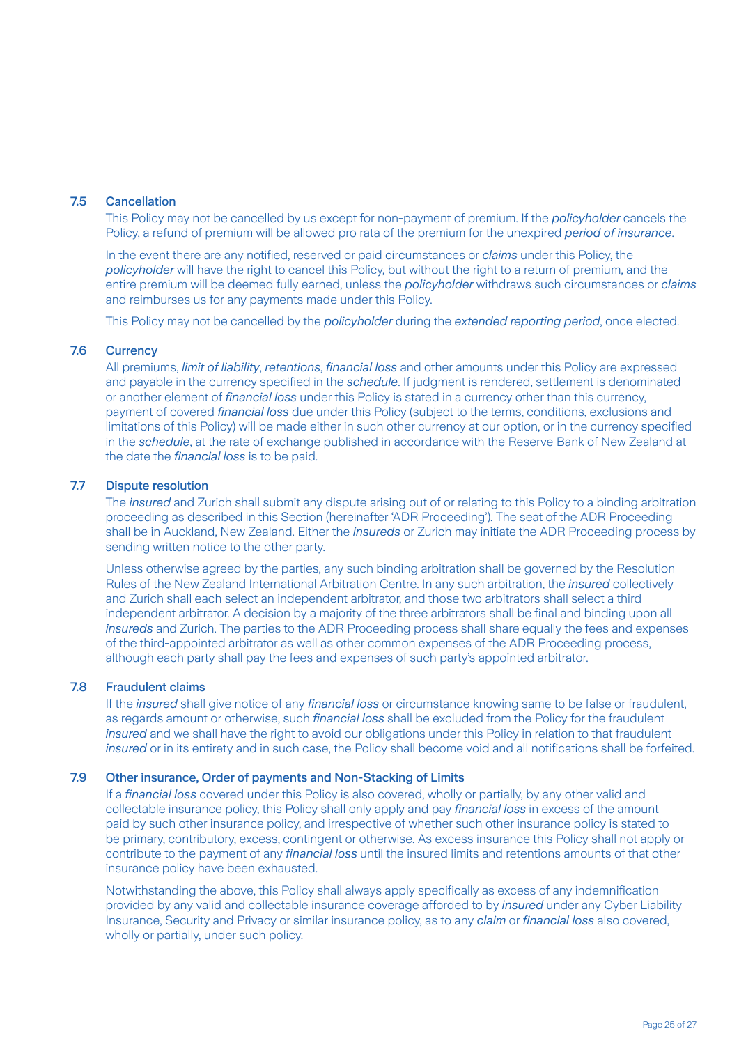### 7.5 Cancellation

This Policy may not be cancelled by us except for non-payment of premium. If the *policyholder* cancels the Policy, a refund of premium will be allowed pro rata of the premium for the unexpired *period of insurance*.

In the event there are any notified, reserved or paid circumstances or *claims* under this Policy, the *policyholder* will have the right to cancel this Policy, but without the right to a return of premium, and the entire premium will be deemed fully earned, unless the *policyholder* withdraws such circumstances or *claims* and reimburses us for any payments made under this Policy.

This Policy may not be cancelled by the *policyholder* during the *extended reporting period*, once elected.

### 7.6 Currency

All premiums, *limit of liability*, *retentions*, *financial loss* and other amounts under this Policy are expressed and payable in the currency specified in the *schedule*. If judgment is rendered, settlement is denominated or another element of *financial loss* under this Policy is stated in a currency other than this currency, payment of covered *financial loss* due under this Policy (subject to the terms, conditions, exclusions and limitations of this Policy) will be made either in such other currency at our option, or in the currency specified in the *schedule*, at the rate of exchange published in accordance with the Reserve Bank of New Zealand at the date the *financial loss* is to be paid.

### 7.7 Dispute resolution

The *insured* and Zurich shall submit any dispute arising out of or relating to this Policy to a binding arbitration proceeding as described in this Section (hereinafter 'ADR Proceeding'). The seat of the ADR Proceeding shall be in Auckland, New Zealand. Either the *insureds* or Zurich may initiate the ADR Proceeding process by sending written notice to the other party.

Unless otherwise agreed by the parties, any such binding arbitration shall be governed by the Resolution Rules of the New Zealand International Arbitration Centre. In any such arbitration, the *insured* collectively and Zurich shall each select an independent arbitrator, and those two arbitrators shall select a third independent arbitrator. A decision by a majority of the three arbitrators shall be final and binding upon all *insureds* and Zurich. The parties to the ADR Proceeding process shall share equally the fees and expenses of the third-appointed arbitrator as well as other common expenses of the ADR Proceeding process, although each party shall pay the fees and expenses of such party's appointed arbitrator.

### 7.8 Fraudulent claims

If the *insured* shall give notice of any *financial loss* or circumstance knowing same to be false or fraudulent, as regards amount or otherwise, such *financial loss* shall be excluded from the Policy for the fraudulent *insured* and we shall have the right to avoid our obligations under this Policy in relation to that fraudulent *insured* or in its entirety and in such case, the Policy shall become void and all notifications shall be forfeited.

### 7.9 Other insurance, Order of payments and Non-Stacking of Limits

If a *financial loss* covered under this Policy is also covered, wholly or partially, by any other valid and collectable insurance policy, this Policy shall only apply and pay *financial loss* in excess of the amount paid by such other insurance policy, and irrespective of whether such other insurance policy is stated to be primary, contributory, excess, contingent or otherwise. As excess insurance this Policy shall not apply or contribute to the payment of any *financial loss* until the insured limits and retentions amounts of that other insurance policy have been exhausted.

Notwithstanding the above, this Policy shall always apply specifically as excess of any indemnification provided by any valid and collectable insurance coverage afforded to by *insured* under any Cyber Liability Insurance, Security and Privacy or similar insurance policy, as to any *claim* or *financial loss* also covered, wholly or partially, under such policy.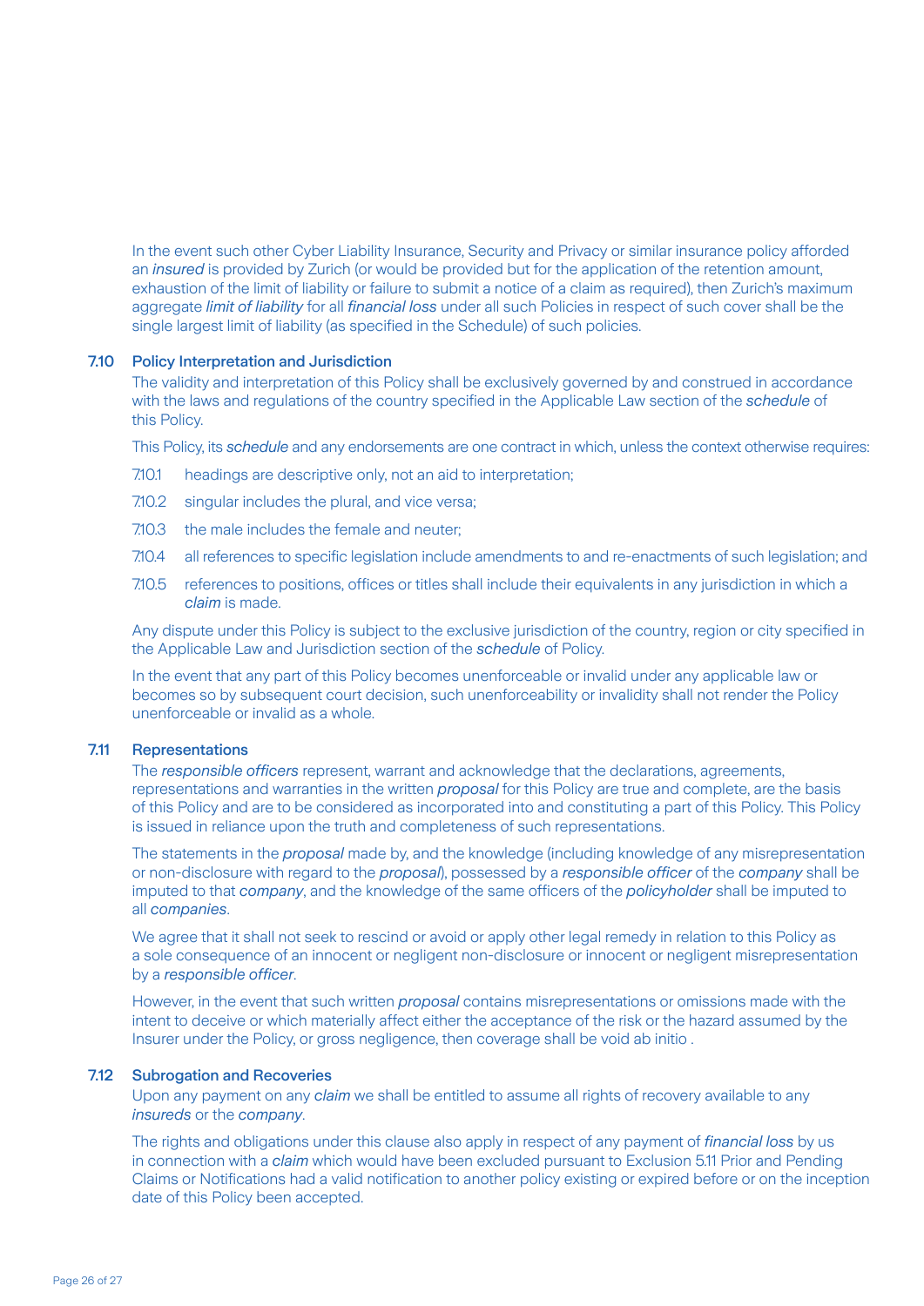In the event such other Cyber Liability Insurance, Security and Privacy or similar insurance policy afforded an *insured* is provided by Zurich (or would be provided but for the application of the retention amount, exhaustion of the limit of liability or failure to submit a notice of a claim as required), then Zurich's maximum aggregate *limit of liability* for all *financial loss* under all such Policies in respect of such cover shall be the single largest limit of liability (as specified in the Schedule) of such policies.

### 7.10 Policy Interpretation and Jurisdiction

The validity and interpretation of this Policy shall be exclusively governed by and construed in accordance with the laws and regulations of the country specified in the Applicable Law section of the *schedule* of this Policy.

This Policy, its *schedule* and any endorsements are one contract in which, unless the context otherwise requires:

7.10.1 headings are descriptive only, not an aid to interpretation;

7.10.2 singular includes the plural, and vice versa;

7.10.3 the male includes the female and neuter;

7.10.4 all references to specific legislation include amendments to and re-enactments of such legislation; and

7.10.5 references to positions, offices or titles shall include their equivalents in any jurisdiction in which a *claim* is made.

Any dispute under this Policy is subject to the exclusive jurisdiction of the country, region or city specified in the Applicable Law and Jurisdiction section of the *schedule* of Policy.

In the event that any part of this Policy becomes unenforceable or invalid under any applicable law or becomes so by subsequent court decision, such unenforceability or invalidity shall not render the Policy unenforceable or invalid as a whole.

### 7.11 Representations

The *responsible officers* represent, warrant and acknowledge that the declarations, agreements, representations and warranties in the written *proposal* for this Policy are true and complete, are the basis of this Policy and are to be considered as incorporated into and constituting a part of this Policy. This Policy is issued in reliance upon the truth and completeness of such representations.

The statements in the *proposal* made by, and the knowledge (including knowledge of any misrepresentation or non-disclosure with regard to the *proposal*), possessed by a *responsible officer* of the *company* shall be imputed to that *company*, and the knowledge of the same officers of the *policyholder* shall be imputed to all *companies*.

We agree that it shall not seek to rescind or avoid or apply other legal remedy in relation to this Policy as a sole consequence of an innocent or negligent non-disclosure or innocent or negligent misrepresentation by a *responsible officer*.

However, in the event that such written *proposal* contains misrepresentations or omissions made with the intent to deceive or which materially affect either the acceptance of the risk or the hazard assumed by the Insurer under the Policy, or gross negligence, then coverage shall be void ab initio .

### 7.12 Subrogation and Recoveries

Upon any payment on any *claim* we shall be entitled to assume all rights of recovery available to any *insureds* or the *company*.

The rights and obligations under this clause also apply in respect of any payment of *financial loss* by us in connection with a *claim* which would have been excluded pursuant to Exclusion 5.11 Prior and Pending Claims or Notifications had a valid notification to another policy existing or expired before or on the inception date of this Policy been accepted.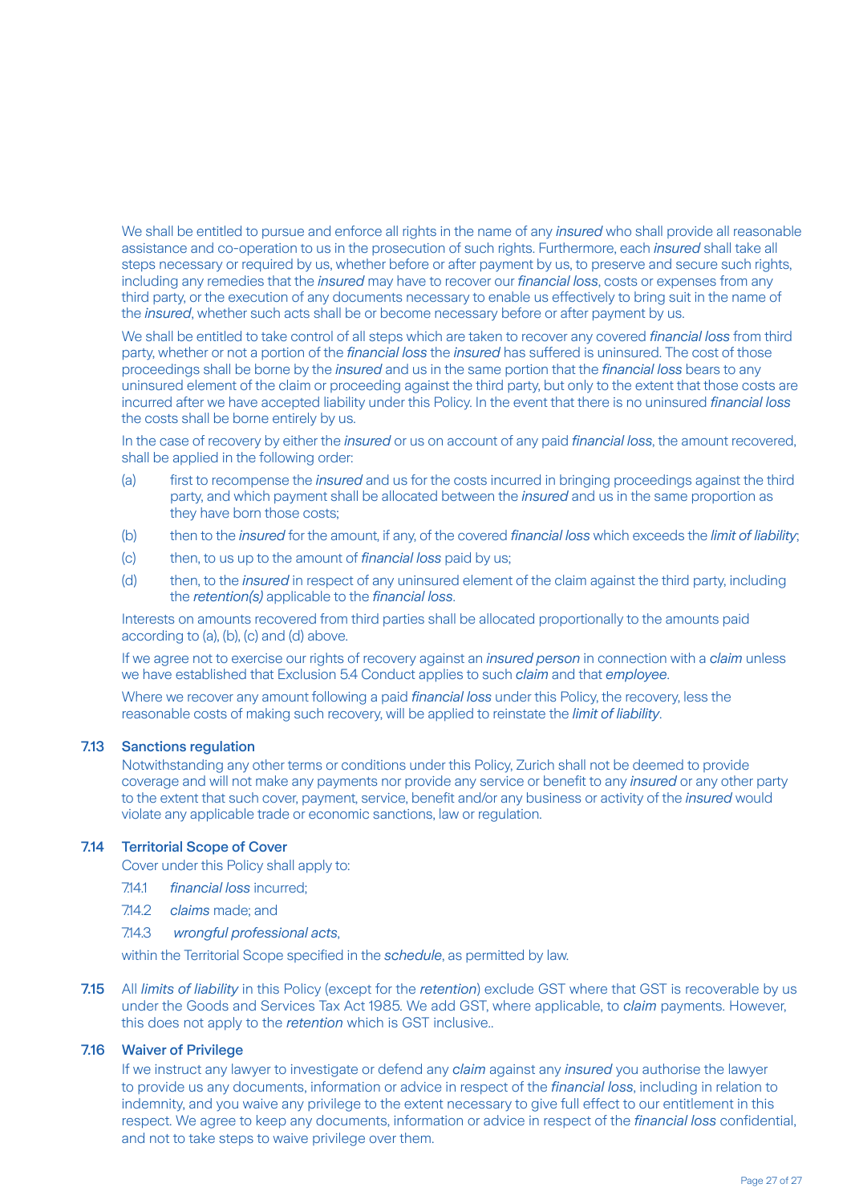We shall be entitled to pursue and enforce all rights in the name of any *insured* who shall provide all reasonable assistance and co-operation to us in the prosecution of such rights. Furthermore, each *insured* shall take all steps necessary or required by us, whether before or after payment by us, to preserve and secure such rights, including any remedies that the *insured* may have to recover our *financial loss*, costs or expenses from any third party, or the execution of any documents necessary to enable us effectively to bring suit in the name of the *insured*, whether such acts shall be or become necessary before or after payment by us.

We shall be entitled to take control of all steps which are taken to recover any covered *financial loss* from third party, whether or not a portion of the *financial loss* the *insured* has suffered is uninsured. The cost of those proceedings shall be borne by the *insured* and us in the same portion that the *financial loss* bears to any uninsured element of the claim or proceeding against the third party, but only to the extent that those costs are incurred after we have accepted liability under this Policy. In the event that there is no uninsured *financial loss* the costs shall be borne entirely by us.

In the case of recovery by either the *insured* or us on account of any paid *financial loss*, the amount recovered, shall be applied in the following order:

(a) first to recompense the *insured* and us for the costs incurred in bringing proceedings against the third party, and which payment shall be allocated between the *insured* and us in the same proportion as they have born those costs;

(b) then to the *insured* for the amount, if any, of the covered *financial loss* which exceeds the *limit of liability*;

(c) then, to us up to the amount of *financial loss* paid by us;

(d) then, to the *insured* in respect of any uninsured element of the claim against the third party, including the *retention(s)* applicable to the *financial loss*.

Interests on amounts recovered from third parties shall be allocated proportionally to the amounts paid according to (a), (b), (c) and (d) above.

If we agree not to exercise our rights of recovery against an *insured person* in connection with a *claim* unless we have established that Exclusion 5.4 Conduct applies to such *claim* and that *employee*.

Where we recover any amount following a paid *financial loss* under this Policy, the recovery, less the reasonable costs of making such recovery, will be applied to reinstate the *limit of liability*.

### 7.13 Sanctions regulation

Notwithstanding any other terms or conditions under this Policy, Zurich shall not be deemed to provide coverage and will not make any payments nor provide any service or benefit to any *insured* or any other party to the extent that such cover, payment, service, benefit and/or any business or activity of the *insured* would violate any applicable trade or economic sanctions, law or regulation.

### 7.14 Territorial Scope of Cover

Cover under this Policy shall apply to:

7.14.1 *financial loss* incurred;

7.14.2 *claims* made; and

7.14.3 *wrongful professional acts*,

within the Territorial Scope specified in the *schedule*, as permitted by law.

**7.15** All *limits of liability* in this Policy (except for the *retention*) exclude GST where that GST is recoverable by us under the Goods and Services Tax Act 1985. We add GST, where applicable, to *claim* payments. However, this does not apply to the *retention* which is GST inclusive..

### 7.16 Waiver of Privilege

If we instruct any lawyer to investigate or defend any *claim* against any *insured* you authorise the lawyer to provide us any documents, information or advice in respect of the *financial loss*, including in relation to indemnity, and you waive any privilege to the extent necessary to give full effect to our entitlement in this respect. We agree to keep any documents, information or advice in respect of the *financial loss* confidential, and not to take steps to waive privilege over them.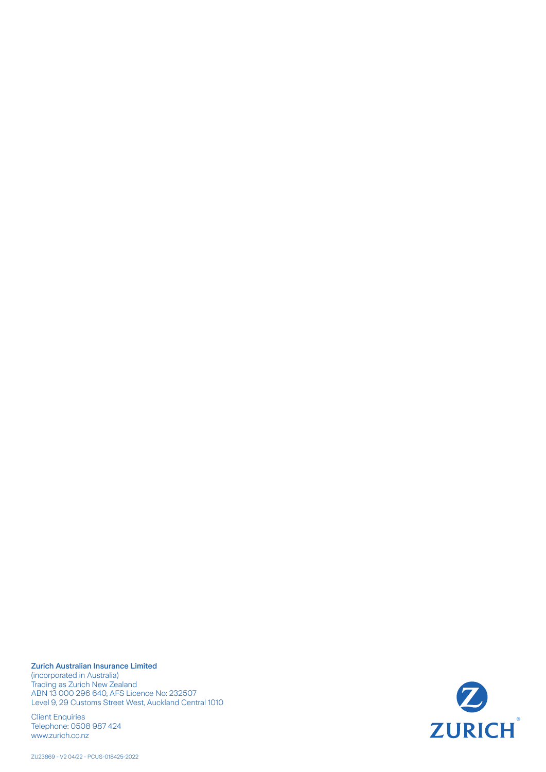**Zurich Australian Insurance Limited**
(incorporated in Australia)
Trading as Zurich New Zealand
ABN 13 000 296 640, AFS Licence No: 232507
Level 9, 29 Customs Street West, Auckland Central 1010

Client Enquiries
Telephone: 0508 987 424
www.zurich.co.nz

ZURICH®

ZU23869 - V2 04/22 - PCUS-018425-2022